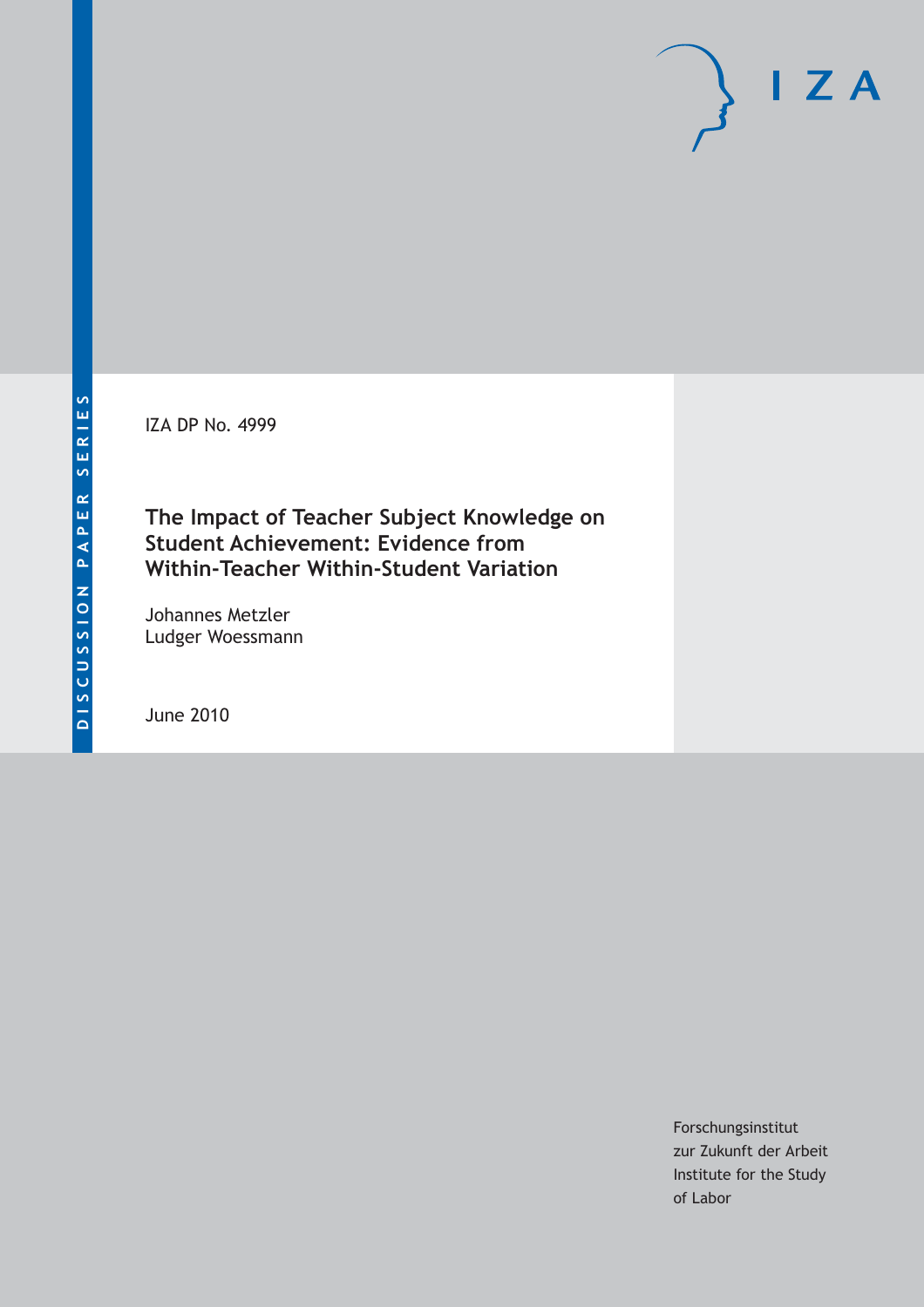DISCUSSION PAPER SERIES

IZA DP No. 4999

# The Impact of Teacher Subject Knowledge on Student Achievement: Evidence from Within-Teacher Within-Student Variation

Johannes Metzler
Ludger Woessmann

June 2010

Forschungsinstitut
zur Zukunft der Arbeit
Institute for the Study
of Labor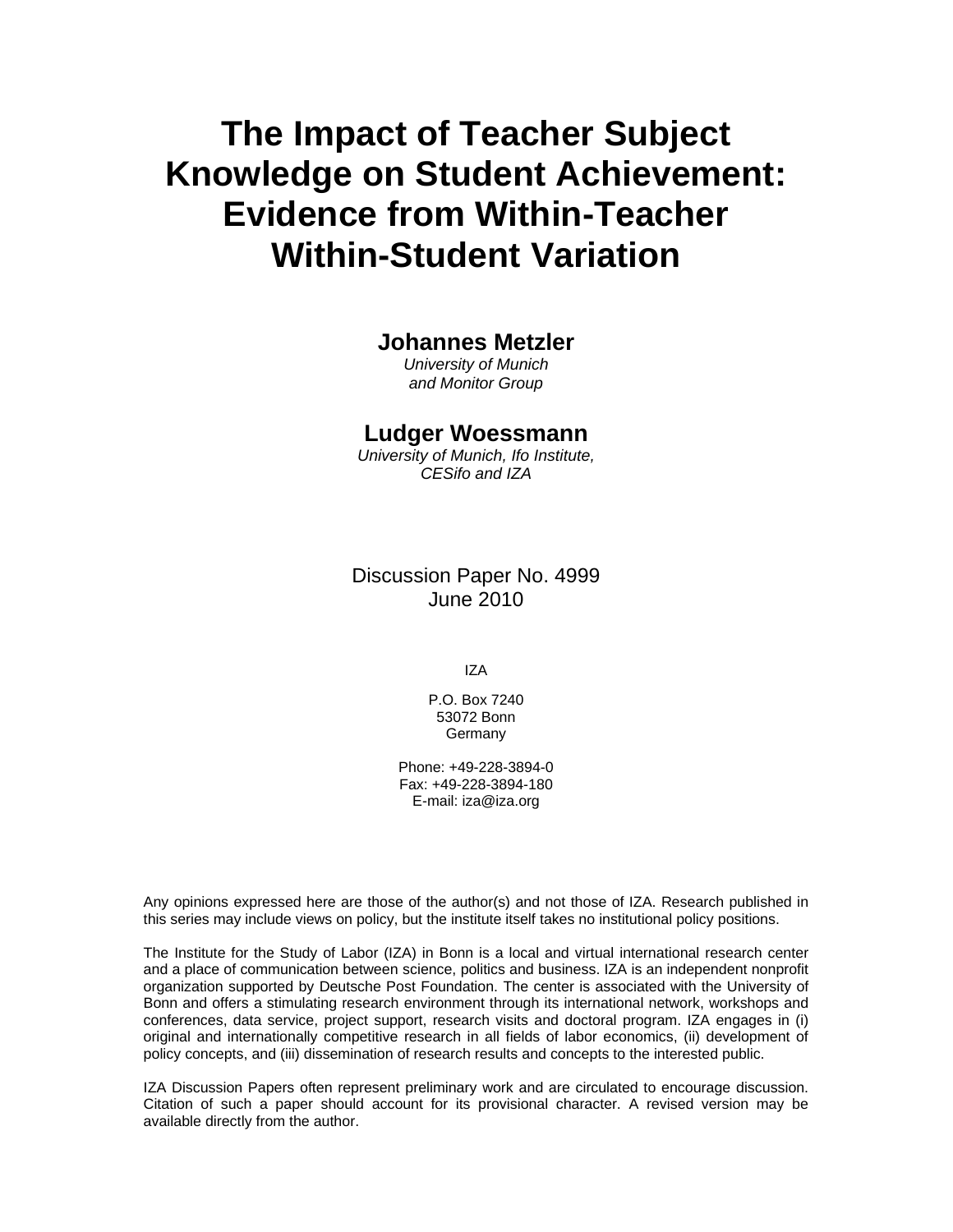# The Impact of Teacher Subject Knowledge on Student Achievement: Evidence from Within-Teacher Within-Student Variation

**Johannes Metzler**
*University of Munich*
*and Monitor Group*

**Ludger Woessmann**
*University of Munich, Ifo Institute,*
*CESifo and IZA*

Discussion Paper No. 4999
June 2010

IZA

P.O. Box 7240
53072 Bonn
Germany

Phone: +49-228-3894-0
Fax: +49-228-3894-180
E-mail: iza@iza.org

Any opinions expressed here are those of the author(s) and not those of IZA. Research published in this series may include views on policy, but the institute itself takes no institutional policy positions.

The Institute for the Study of Labor (IZA) in Bonn is a local and virtual international research center and a place of communication between science, politics and business. IZA is an independent nonprofit organization supported by Deutsche Post Foundation. The center is associated with the University of Bonn and offers a stimulating research environment through its international network, workshops and conferences, data service, project support, research visits and doctoral program. IZA engages in (i) original and internationally competitive research in all fields of labor economics, (ii) development of policy concepts, and (iii) dissemination of research results and concepts to the interested public.

IZA Discussion Papers often represent preliminary work and are circulated to encourage discussion. Citation of such a paper should account for its provisional character. A revised version may be available directly from the author.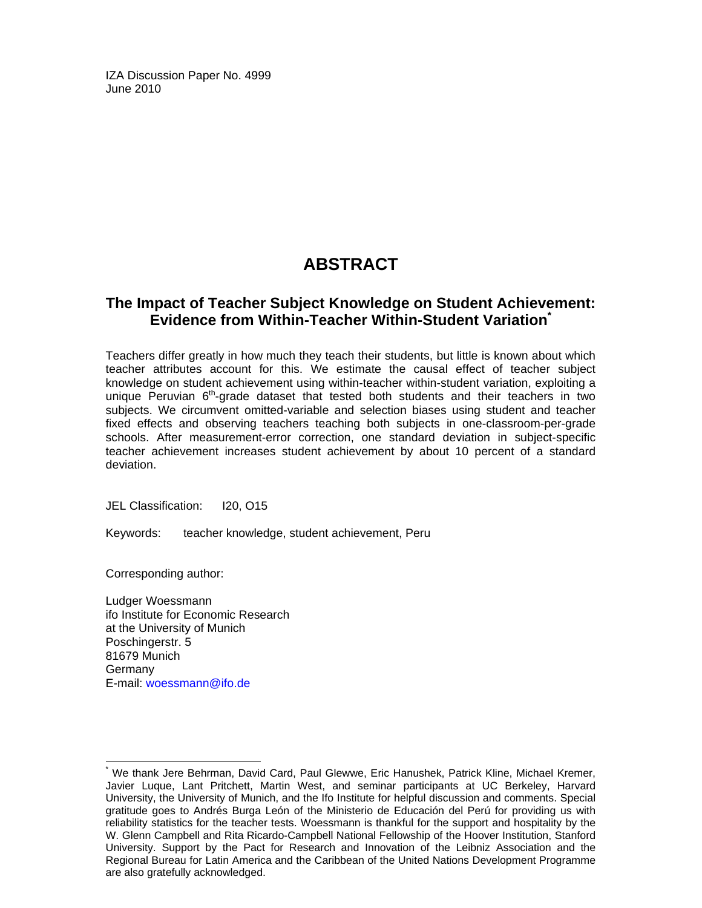IZA Discussion Paper No. 4999
June 2010

# ABSTRACT

## The Impact of Teacher Subject Knowledge on Student Achievement: Evidence from Within-Teacher Within-Student Variation[*]

Teachers differ greatly in how much they teach their students, but little is known about which teacher attributes account for this. We estimate the causal effect of teacher subject knowledge on student achievement using within-teacher within-student variation, exploiting a unique Peruvian 6th-grade dataset that tested both students and their teachers in two subjects. We circumvent omitted-variable and selection biases using student and teacher fixed effects and observing teachers teaching both subjects in one-classroom-per-grade schools. After measurement-error correction, one standard deviation in subject-specific teacher achievement increases student achievement by about 10 percent of a standard deviation.

JEL Classification: I20, O15

Keywords: teacher knowledge, student achievement, Peru

Corresponding author:

Ludger Woessmann
ifo Institute for Economic Research
at the University of Munich
Poschingerstr. 5
81679 Munich
Germany
E-mail: woessmann@ifo.de

---

[*] We thank Jere Behrman, David Card, Paul Glewwe, Eric Hanushek, Patrick Kline, Michael Kremer, Javier Luque, Lant Pritchett, Martin West, and seminar participants at UC Berkeley, Harvard University, the University of Munich, and the Ifo Institute for helpful discussion and comments. Special gratitude goes to Andrés Burga León of the Ministerio de Educación del Perú for providing us with reliability statistics for the teacher tests. Woessmann is thankful for the support and hospitality by the W. Glenn Campbell and Rita Ricardo-Campbell National Fellowship of the Hoover Institution, Stanford University. Support by the Pact for Research and Innovation of the Leibniz Association and the Regional Bureau for Latin America and the Caribbean of the United Nations Development Programme are also gratefully acknowledged.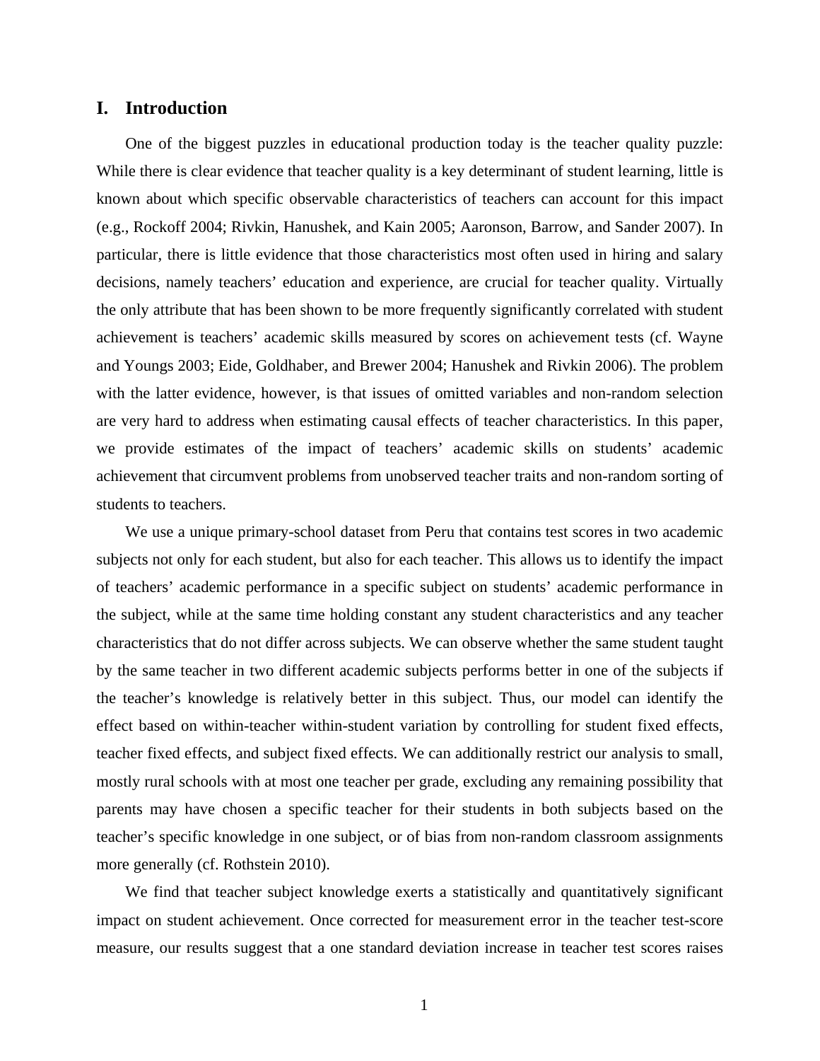## I. Introduction

One of the biggest puzzles in educational production today is the teacher quality puzzle: While there is clear evidence that teacher quality is a key determinant of student learning, little is known about which specific observable characteristics of teachers can account for this impact (e.g., Rockoff 2004; Rivkin, Hanushek, and Kain 2005; Aaronson, Barrow, and Sander 2007). In particular, there is little evidence that those characteristics most often used in hiring and salary decisions, namely teachers' education and experience, are crucial for teacher quality. Virtually the only attribute that has been shown to be more frequently significantly correlated with student achievement is teachers' academic skills measured by scores on achievement tests (cf. Wayne and Youngs 2003; Eide, Goldhaber, and Brewer 2004; Hanushek and Rivkin 2006). The problem with the latter evidence, however, is that issues of omitted variables and non-random selection are very hard to address when estimating causal effects of teacher characteristics. In this paper, we provide estimates of the impact of teachers' academic skills on students' academic achievement that circumvent problems from unobserved teacher traits and non-random sorting of students to teachers.

We use a unique primary-school dataset from Peru that contains test scores in two academic subjects not only for each student, but also for each teacher. This allows us to identify the impact of teachers' academic performance in a specific subject on students' academic performance in the subject, while at the same time holding constant any student characteristics and any teacher characteristics that do not differ across subjects. We can observe whether the same student taught by the same teacher in two different academic subjects performs better in one of the subjects if the teacher's knowledge is relatively better in this subject. Thus, our model can identify the effect based on within-teacher within-student variation by controlling for student fixed effects, teacher fixed effects, and subject fixed effects. We can additionally restrict our analysis to small, mostly rural schools with at most one teacher per grade, excluding any remaining possibility that parents may have chosen a specific teacher for their students in both subjects based on the teacher's specific knowledge in one subject, or of bias from non-random classroom assignments more generally (cf. Rothstein 2010).

We find that teacher subject knowledge exerts a statistically and quantitatively significant impact on student achievement. Once corrected for measurement error in the teacher test-score measure, our results suggest that a one standard deviation increase in teacher test scores raises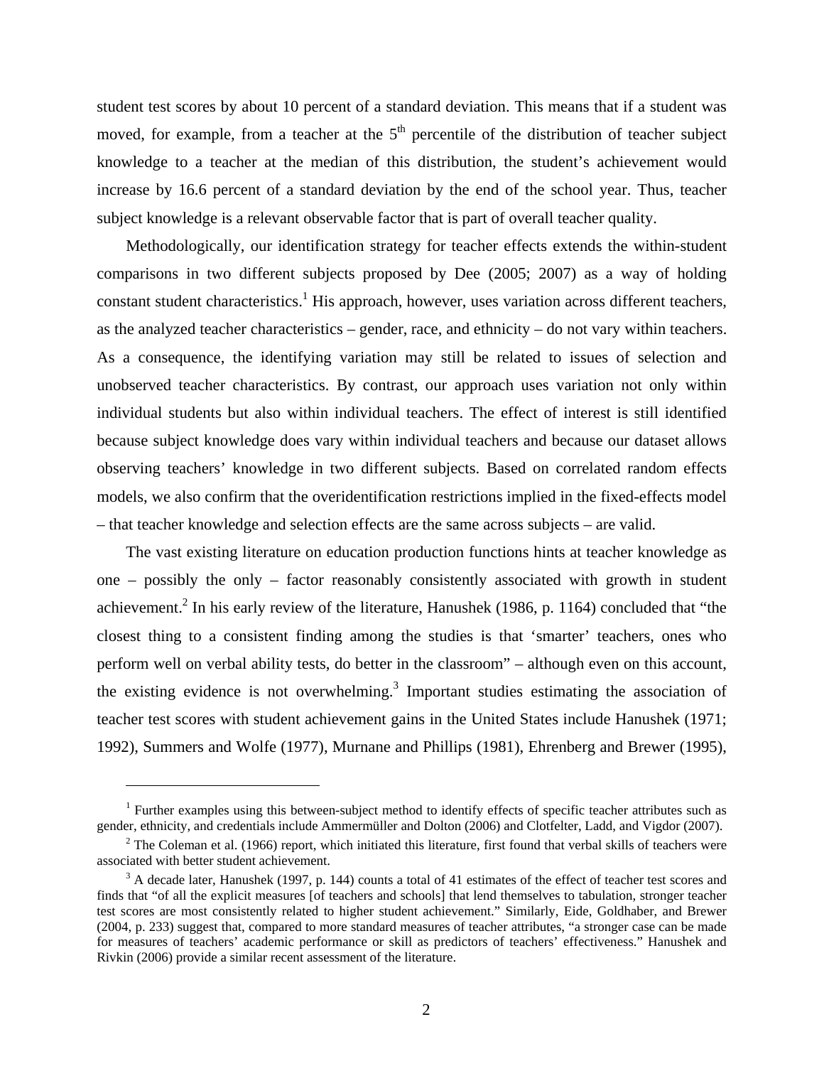student test scores by about 10 percent of a standard deviation. This means that if a student was moved, for example, from a teacher at the 5th percentile of the distribution of teacher subject knowledge to a teacher at the median of this distribution, the student's achievement would increase by 16.6 percent of a standard deviation by the end of the school year. Thus, teacher subject knowledge is a relevant observable factor that is part of overall teacher quality.

Methodologically, our identification strategy for teacher effects extends the within-student comparisons in two different subjects proposed by Dee (2005; 2007) as a way of holding constant student characteristics.[1] His approach, however, uses variation across different teachers, as the analyzed teacher characteristics – gender, race, and ethnicity – do not vary within teachers. As a consequence, the identifying variation may still be related to issues of selection and unobserved teacher characteristics. By contrast, our approach uses variation not only within individual students but also within individual teachers. The effect of interest is still identified because subject knowledge does vary within individual teachers and because our dataset allows observing teachers' knowledge in two different subjects. Based on correlated random effects models, we also confirm that the overidentification restrictions implied in the fixed-effects model – that teacher knowledge and selection effects are the same across subjects – are valid.

The vast existing literature on education production functions hints at teacher knowledge as one – possibly the only – factor reasonably consistently associated with growth in student achievement.[2] In his early review of the literature, Hanushek (1986, p. 1164) concluded that "the closest thing to a consistent finding among the studies is that 'smarter' teachers, ones who perform well on verbal ability tests, do better in the classroom" – although even on this account, the existing evidence is not overwhelming.[3] Important studies estimating the association of teacher test scores with student achievement gains in the United States include Hanushek (1971; 1992), Summers and Wolfe (1977), Murnane and Phillips (1981), Ehrenberg and Brewer (1995),

---

[1] Further examples using this between-subject method to identify effects of specific teacher attributes such as gender, ethnicity, and credentials include Ammermüller and Dolton (2006) and Clotfelter, Ladd, and Vigdor (2007).

[2] The Coleman et al. (1966) report, which initiated this literature, first found that verbal skills of teachers were associated with better student achievement.

[3] A decade later, Hanushek (1997, p. 144) counts a total of 41 estimates of the effect of teacher test scores and finds that "of all the explicit measures [of teachers and schools] that lend themselves to tabulation, stronger teacher test scores are most consistently related to higher student achievement." Similarly, Eide, Goldhaber, and Brewer (2004, p. 233) suggest that, compared to more standard measures of teacher attributes, "a stronger case can be made for measures of teachers' academic performance or skill as predictors of teachers' effectiveness." Hanushek and Rivkin (2006) provide a similar recent assessment of the literature.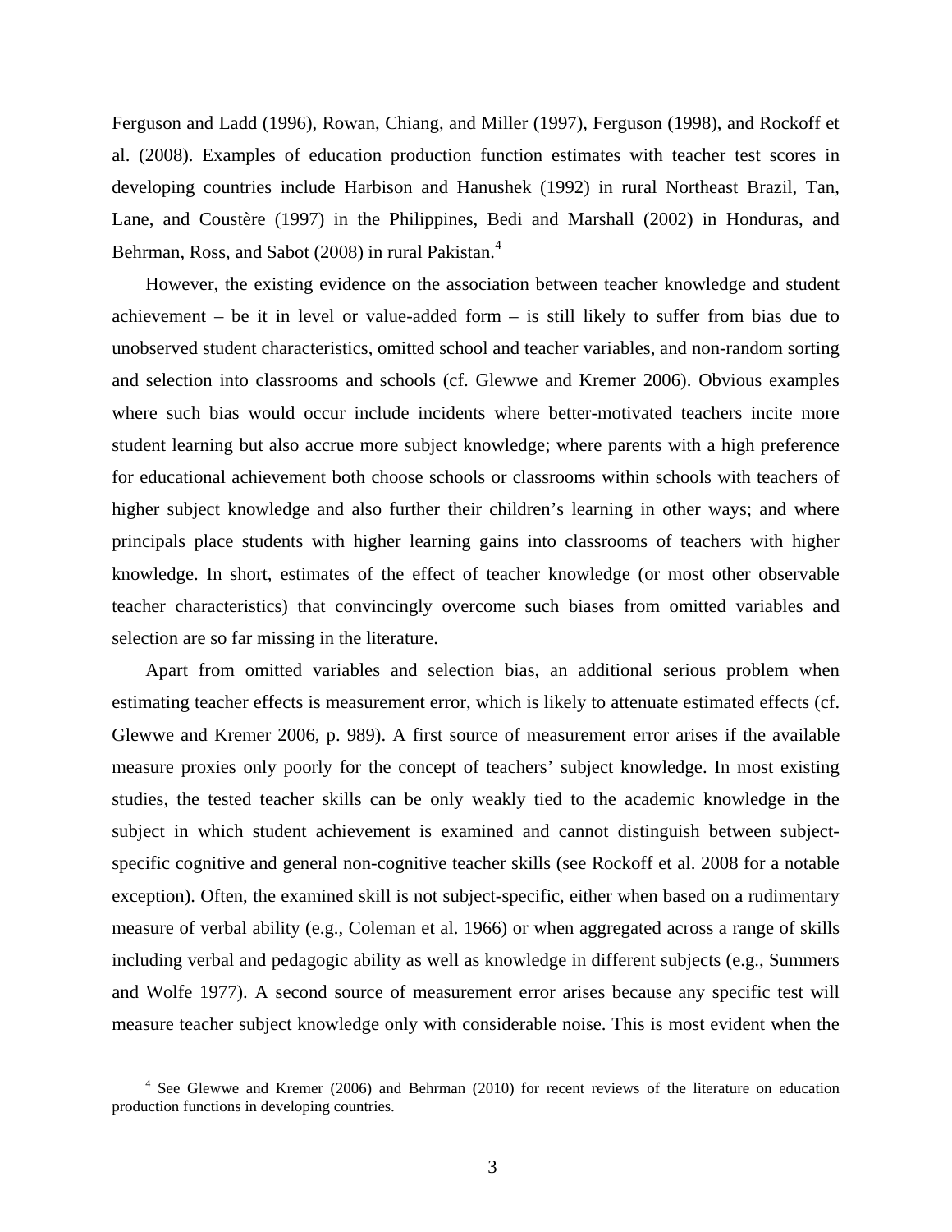Ferguson and Ladd (1996), Rowan, Chiang, and Miller (1997), Ferguson (1998), and Rockoff et al. (2008). Examples of education production function estimates with teacher test scores in developing countries include Harbison and Hanushek (1992) in rural Northeast Brazil, Tan, Lane, and Coustère (1997) in the Philippines, Bedi and Marshall (2002) in Honduras, and Behrman, Ross, and Sabot (2008) in rural Pakistan.[4]

However, the existing evidence on the association between teacher knowledge and student achievement – be it in level or value-added form – is still likely to suffer from bias due to unobserved student characteristics, omitted school and teacher variables, and non-random sorting and selection into classrooms and schools (cf. Glewwe and Kremer 2006). Obvious examples where such bias would occur include incidents where better-motivated teachers incite more student learning but also accrue more subject knowledge; where parents with a high preference for educational achievement both choose schools or classrooms within schools with teachers of higher subject knowledge and also further their children's learning in other ways; and where principals place students with higher learning gains into classrooms of teachers with higher knowledge. In short, estimates of the effect of teacher knowledge (or most other observable teacher characteristics) that convincingly overcome such biases from omitted variables and selection are so far missing in the literature.

Apart from omitted variables and selection bias, an additional serious problem when estimating teacher effects is measurement error, which is likely to attenuate estimated effects (cf. Glewwe and Kremer 2006, p. 989). A first source of measurement error arises if the available measure proxies only poorly for the concept of teachers' subject knowledge. In most existing studies, the tested teacher skills can be only weakly tied to the academic knowledge in the subject in which student achievement is examined and cannot distinguish between subject-specific cognitive and general non-cognitive teacher skills (see Rockoff et al. 2008 for a notable exception). Often, the examined skill is not subject-specific, either when based on a rudimentary measure of verbal ability (e.g., Coleman et al. 1966) or when aggregated across a range of skills including verbal and pedagogic ability as well as knowledge in different subjects (e.g., Summers and Wolfe 1977). A second source of measurement error arises because any specific test will measure teacher subject knowledge only with considerable noise. This is most evident when the

[4] See Glewwe and Kremer (2006) and Behrman (2010) for recent reviews of the literature on education production functions in developing countries.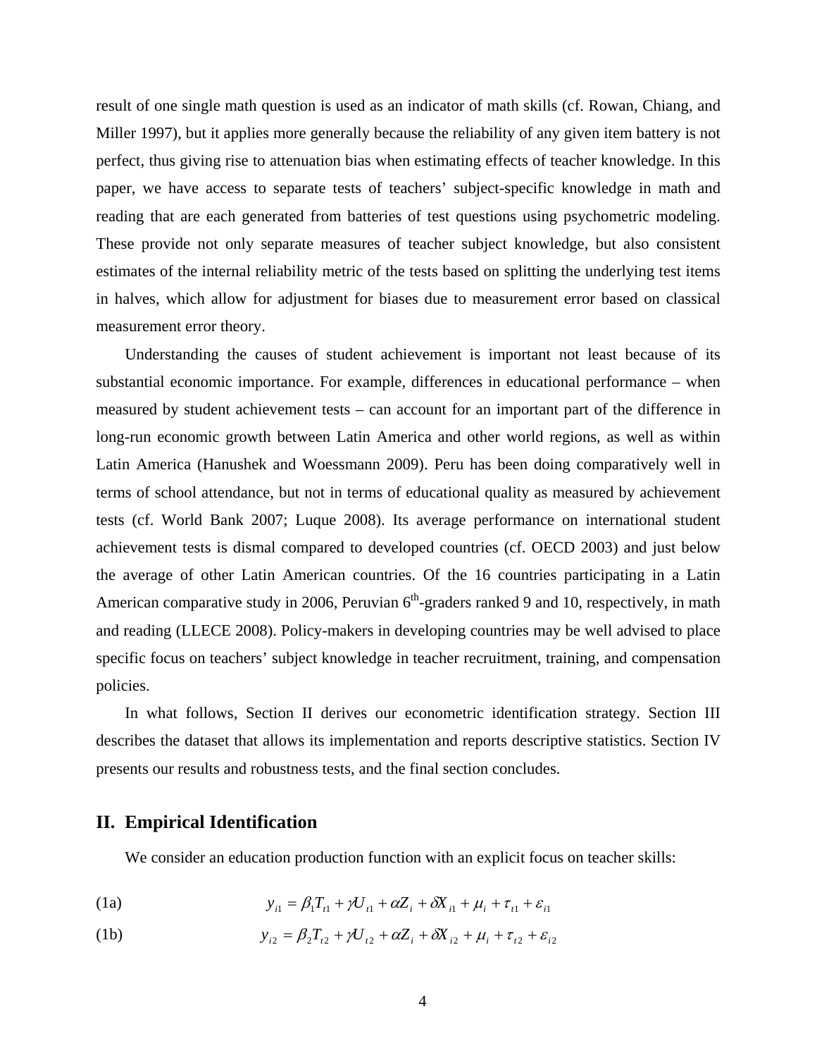result of one single math question is used as an indicator of math skills (cf. Rowan, Chiang, and Miller 1997), but it applies more generally because the reliability of any given item battery is not perfect, thus giving rise to attenuation bias when estimating effects of teacher knowledge. In this paper, we have access to separate tests of teachers' subject-specific knowledge in math and reading that are each generated from batteries of test questions using psychometric modeling. These provide not only separate measures of teacher subject knowledge, but also consistent estimates of the internal reliability metric of the tests based on splitting the underlying test items in halves, which allow for adjustment for biases due to measurement error based on classical measurement error theory.

Understanding the causes of student achievement is important not least because of its substantial economic importance. For example, differences in educational performance – when measured by student achievement tests – can account for an important part of the difference in long-run economic growth between Latin America and other world regions, as well as within Latin America (Hanushek and Woessmann 2009). Peru has been doing comparatively well in terms of school attendance, but not in terms of educational quality as measured by achievement tests (cf. World Bank 2007; Luque 2008). Its average performance on international student achievement tests is dismal compared to developed countries (cf. OECD 2003) and just below the average of other Latin American countries. Of the 16 countries participating in a Latin American comparative study in 2006, Peruvian 6th-graders ranked 9 and 10, respectively, in math and reading (LLECE 2008). Policy-makers in developing countries may be well advised to place specific focus on teachers' subject knowledge in teacher recruitment, training, and compensation policies.

In what follows, Section II derives our econometric identification strategy. Section III describes the dataset that allows its implementation and reports descriptive statistics. Section IV presents our results and robustness tests, and the final section concludes.

## II. Empirical Identification

We consider an education production function with an explicit focus on teacher skills:

$$y_{i1} = \beta_1 T_{t1} + \gamma U_{t1} + \alpha Z_i + \delta X_{i1} + \mu_i + \tau_{t1} + \varepsilon_{i1} \tag{1a}$$

$$y_{i2} = \beta_2 T_{t2} + \gamma U_{t2} + \alpha Z_i + \delta X_{i2} + \mu_i + \tau_{t2} + \varepsilon_{i2} \tag{1b}$$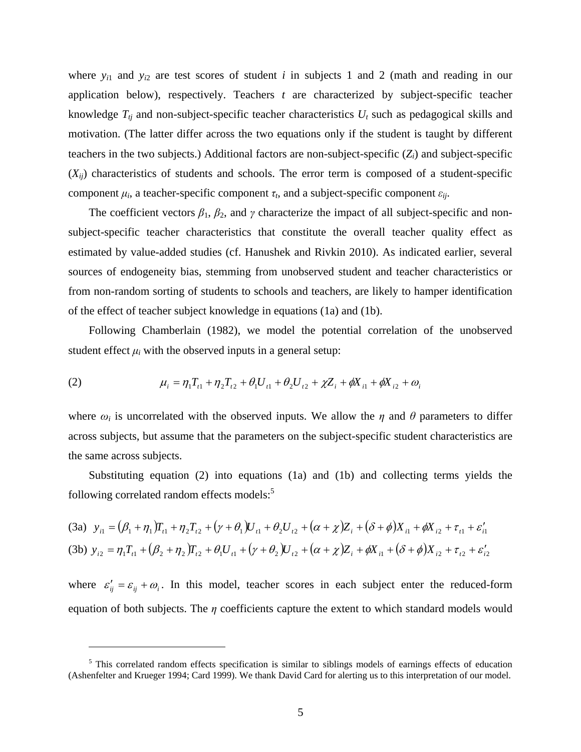where $y_{i1}$ and $y_{i2}$ are test scores of student $i$ in subjects 1 and 2 (math and reading in our application below), respectively. Teachers $t$ are characterized by subject-specific teacher knowledge $T_{tj}$ and non-subject-specific teacher characteristics $U_t$ such as pedagogical skills and motivation. (The latter differ across the two equations only if the student is taught by different teachers in the two subjects.) Additional factors are non-subject-specific ($Z_i$) and subject-specific ($X_{ij}$) characteristics of students and schools. The error term is composed of a student-specific component $\mu_i$, a teacher-specific component $\tau_t$, and a subject-specific component $\varepsilon_{ij}$.

The coefficient vectors $\beta_1$, $\beta_2$, and $\gamma$ characterize the impact of all subject-specific and non-subject-specific teacher characteristics that constitute the overall teacher quality effect as estimated by value-added studies (cf. Hanushek and Rivkin 2010). As indicated earlier, several sources of endogeneity bias, stemming from unobserved student and teacher characteristics or from non-random sorting of students to schools and teachers, are likely to hamper identification of the effect of teacher subject knowledge in equations (1a) and (1b).

Following Chamberlain (1982), we model the potential correlation of the unobserved student effect $\mu_i$ with the observed inputs in a general setup:

$$\text{(2)} \qquad \mu_i = \eta_1 T_{t1} + \eta_2 T_{t2} + \theta_1 U_{t1} + \theta_2 U_{t2} + \chi Z_i + \phi X_{i1} + \phi X_{i2} + \omega_i$$

where $\omega_i$ is uncorrelated with the observed inputs. We allow the $\eta$ and $\theta$ parameters to differ across subjects, but assume that the parameters on the subject-specific student characteristics are the same across subjects.

Substituting equation (2) into equations (1a) and (1b) and collecting terms yields the following correlated random effects models:[5]

$$\text{(3a)} \quad y_{i1} = (\beta_1 + \eta_1) T_{t1} + \eta_2 T_{t2} + (\gamma + \theta_1) U_{t1} + \theta_2 U_{t2} + (\alpha + \chi) Z_i + (\delta + \phi) X_{i1} + \phi X_{i2} + \tau_{t1} + \varepsilon'_{i1}$$

$$\text{(3b)} \quad y_{i2} = \eta_1 T_{t1} + (\beta_2 + \eta_2) T_{t2} + \theta_1 U_{t1} + (\gamma + \theta_2) U_{t2} + (\alpha + \chi) Z_i + \phi X_{i1} + (\delta + \phi) X_{i2} + \tau_{t2} + \varepsilon'_{i2}$$

where $\varepsilon'_{ij} = \varepsilon_{ij} + \omega_i$. In this model, teacher scores in each subject enter the reduced-form equation of both subjects. The $\eta$ coefficients capture the extent to which standard models would

[5] This correlated random effects specification is similar to siblings models of earnings effects of education (Ashenfelter and Krueger 1994; Card 1999). We thank David Card for alerting us to this interpretation of our model.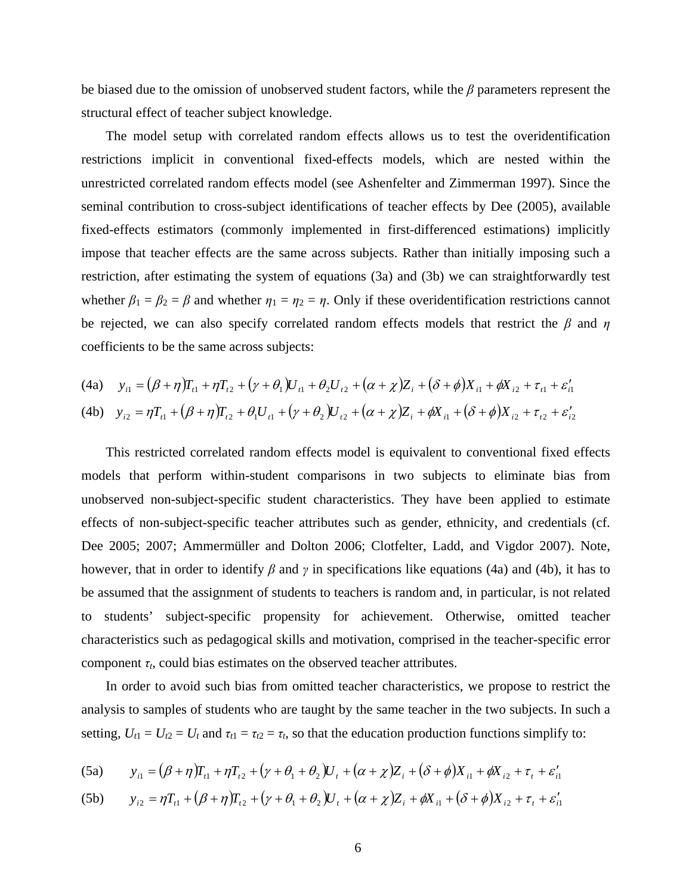be biased due to the omission of unobserved student factors, while the $\beta$ parameters represent the structural effect of teacher subject knowledge.

The model setup with correlated random effects allows us to test the overidentification restrictions implicit in conventional fixed-effects models, which are nested within the unrestricted correlated random effects model (see Ashenfelter and Zimmerman 1997). Since the seminal contribution to cross-subject identifications of teacher effects by Dee (2005), available fixed-effects estimators (commonly implemented in first-differenced estimations) implicitly impose that teacher effects are the same across subjects. Rather than initially imposing such a restriction, after estimating the system of equations (3a) and (3b) we can straightforwardly test whether $\beta_1 = \beta_2 = \beta$ and whether $\eta_1 = \eta_2 = \eta$. Only if these overidentification restrictions cannot be rejected, we can also specify correlated random effects models that restrict the $\beta$ and $\eta$ coefficients to be the same across subjects:

$$\text{(4a)} \quad y_{i1} = (\beta + \eta)T_{t1} + \eta T_{t2} + (\gamma + \theta_1)U_{t1} + \theta_2 U_{t2} + (\alpha + \chi)Z_i + (\delta + \phi)X_{i1} + \phi X_{i2} + \tau_{t1} + \varepsilon'_{i1}$$

$$\text{(4b)} \quad y_{i2} = \eta T_{t1} + (\beta + \eta)T_{t2} + \theta_1 U_{t1} + (\gamma + \theta_2)U_{t2} + (\alpha + \chi)Z_i + \phi X_{i1} + (\delta + \phi)X_{i2} + \tau_{t2} + \varepsilon'_{i2}$$

This restricted correlated random effects model is equivalent to conventional fixed effects models that perform within-student comparisons in two subjects to eliminate bias from unobserved non-subject-specific student characteristics. They have been applied to estimate effects of non-subject-specific teacher attributes such as gender, ethnicity, and credentials (cf. Dee 2005; 2007; Ammermüller and Dolton 2006; Clotfelter, Ladd, and Vigdor 2007). Note, however, that in order to identify $\beta$ and $\gamma$ in specifications like equations (4a) and (4b), it has to be assumed that the assignment of students to teachers is random and, in particular, is not related to students' subject-specific propensity for achievement. Otherwise, omitted teacher characteristics such as pedagogical skills and motivation, comprised in the teacher-specific error component $\tau_t$, could bias estimates on the observed teacher attributes.

In order to avoid such bias from omitted teacher characteristics, we propose to restrict the analysis to samples of students who are taught by the same teacher in the two subjects. In such a setting, $U_{t1} = U_{t2} = U_t$ and $\tau_{t1} = \tau_{t2} = \tau_t$, so that the education production functions simplify to:

$$\text{(5a)} \quad y_{i1} = (\beta + \eta)T_{t1} + \eta T_{t2} + (\gamma + \theta_1 + \theta_2)U_t + (\alpha + \chi)Z_i + (\delta + \phi)X_{i1} + \phi X_{i2} + \tau_t + \varepsilon'_{i1}$$

$$\text{(5b)} \quad y_{i2} = \eta T_{t1} + (\beta + \eta)T_{t2} + (\gamma + \theta_1 + \theta_2)U_t + (\alpha + \chi)Z_i + \phi X_{i1} + (\delta + \phi)X_{i2} + \tau_t + \varepsilon'_{i1}$$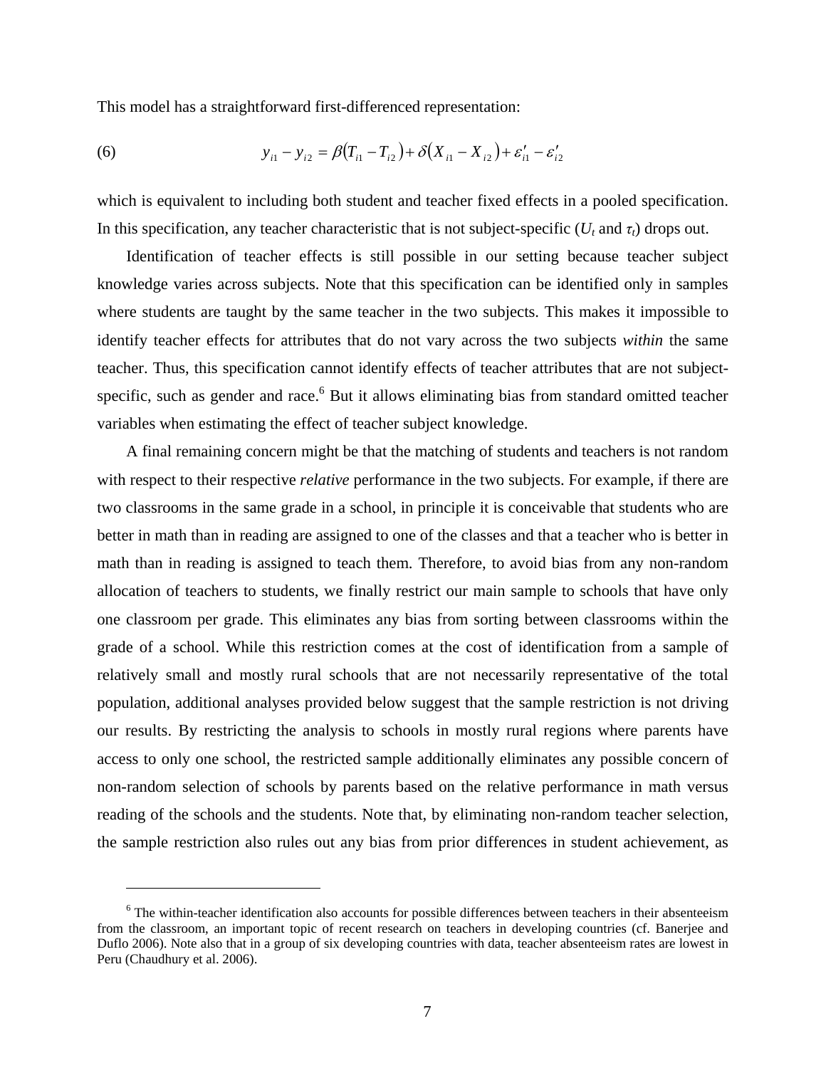This model has a straightforward first-differenced representation:

$$y_{i1} - y_{i2} = \beta\left(T_{i1} - T_{i2}\right) + \delta\left(X_{i1} - X_{i2}\right) + \varepsilon'_{i1} - \varepsilon'_{i2} \tag{6}$$

which is equivalent to including both student and teacher fixed effects in a pooled specification. In this specification, any teacher characteristic that is not subject-specific ($U_t$ and $\tau_t$) drops out.

Identification of teacher effects is still possible in our setting because teacher subject knowledge varies across subjects. Note that this specification can be identified only in samples where students are taught by the same teacher in the two subjects. This makes it impossible to identify teacher effects for attributes that do not vary across the two subjects *within* the same teacher. Thus, this specification cannot identify effects of teacher attributes that are not subject-specific, such as gender and race.[6] But it allows eliminating bias from standard omitted teacher variables when estimating the effect of teacher subject knowledge.

A final remaining concern might be that the matching of students and teachers is not random with respect to their respective *relative* performance in the two subjects. For example, if there are two classrooms in the same grade in a school, in principle it is conceivable that students who are better in math than in reading are assigned to one of the classes and that a teacher who is better in math than in reading is assigned to teach them. Therefore, to avoid bias from any non-random allocation of teachers to students, we finally restrict our main sample to schools that have only one classroom per grade. This eliminates any bias from sorting between classrooms within the grade of a school. While this restriction comes at the cost of identification from a sample of relatively small and mostly rural schools that are not necessarily representative of the total population, additional analyses provided below suggest that the sample restriction is not driving our results. By restricting the analysis to schools in mostly rural regions where parents have access to only one school, the restricted sample additionally eliminates any possible concern of non-random selection of schools by parents based on the relative performance in math versus reading of the schools and the students. Note that, by eliminating non-random teacher selection, the sample restriction also rules out any bias from prior differences in student achievement, as

[6] The within-teacher identification also accounts for possible differences between teachers in their absenteeism from the classroom, an important topic of recent research on teachers in developing countries (cf. Banerjee and Duflo 2006). Note also that in a group of six developing countries with data, teacher absenteeism rates are lowest in Peru (Chaudhury et al. 2006).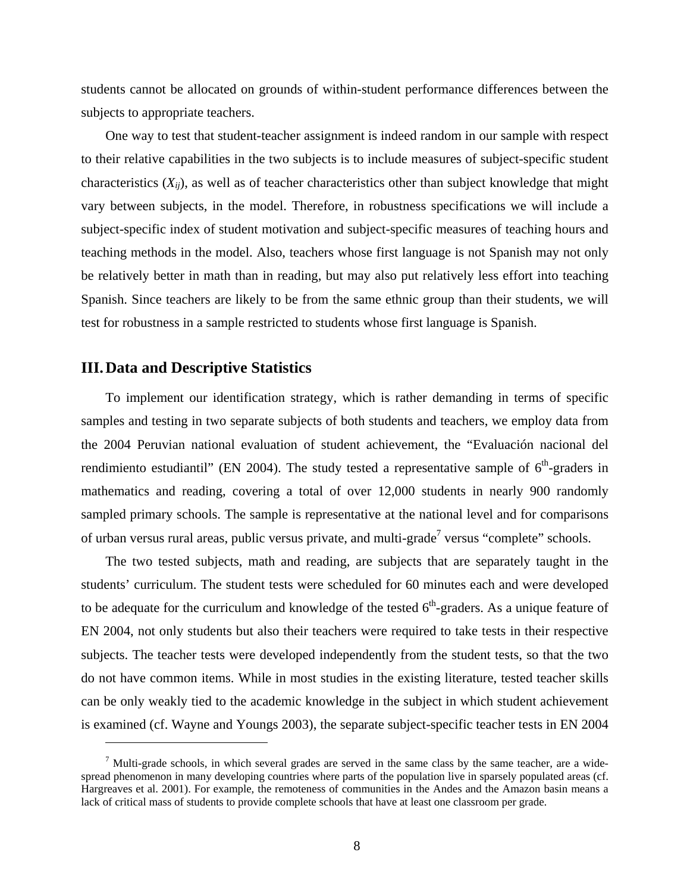students cannot be allocated on grounds of within-student performance differences between the subjects to appropriate teachers.

One way to test that student-teacher assignment is indeed random in our sample with respect to their relative capabilities in the two subjects is to include measures of subject-specific student characteristics ($X_{ij}$), as well as of teacher characteristics other than subject knowledge that might vary between subjects, in the model. Therefore, in robustness specifications we will include a subject-specific index of student motivation and subject-specific measures of teaching hours and teaching methods in the model. Also, teachers whose first language is not Spanish may not only be relatively better in math than in reading, but may also put relatively less effort into teaching Spanish. Since teachers are likely to be from the same ethnic group than their students, we will test for robustness in a sample restricted to students whose first language is Spanish.

## III. Data and Descriptive Statistics

To implement our identification strategy, which is rather demanding in terms of specific samples and testing in two separate subjects of both students and teachers, we employ data from the 2004 Peruvian national evaluation of student achievement, the "Evaluación nacional del rendimiento estudiantil" (EN 2004). The study tested a representative sample of 6th-graders in mathematics and reading, covering a total of over 12,000 students in nearly 900 randomly sampled primary schools. The sample is representative at the national level and for comparisons of urban versus rural areas, public versus private, and multi-grade[7] versus "complete" schools.

The two tested subjects, math and reading, are subjects that are separately taught in the students' curriculum. The student tests were scheduled for 60 minutes each and were developed to be adequate for the curriculum and knowledge of the tested 6th-graders. As a unique feature of EN 2004, not only students but also their teachers were required to take tests in their respective subjects. The teacher tests were developed independently from the student tests, so that the two do not have common items. While in most studies in the existing literature, tested teacher skills can be only weakly tied to the academic knowledge in the subject in which student achievement is examined (cf. Wayne and Youngs 2003), the separate subject-specific teacher tests in EN 2004

[7] Multi-grade schools, in which several grades are served in the same class by the same teacher, are a wide-spread phenomenon in many developing countries where parts of the population live in sparsely populated areas (cf. Hargreaves et al. 2001). For example, the remoteness of communities in the Andes and the Amazon basin means a lack of critical mass of students to provide complete schools that have at least one classroom per grade.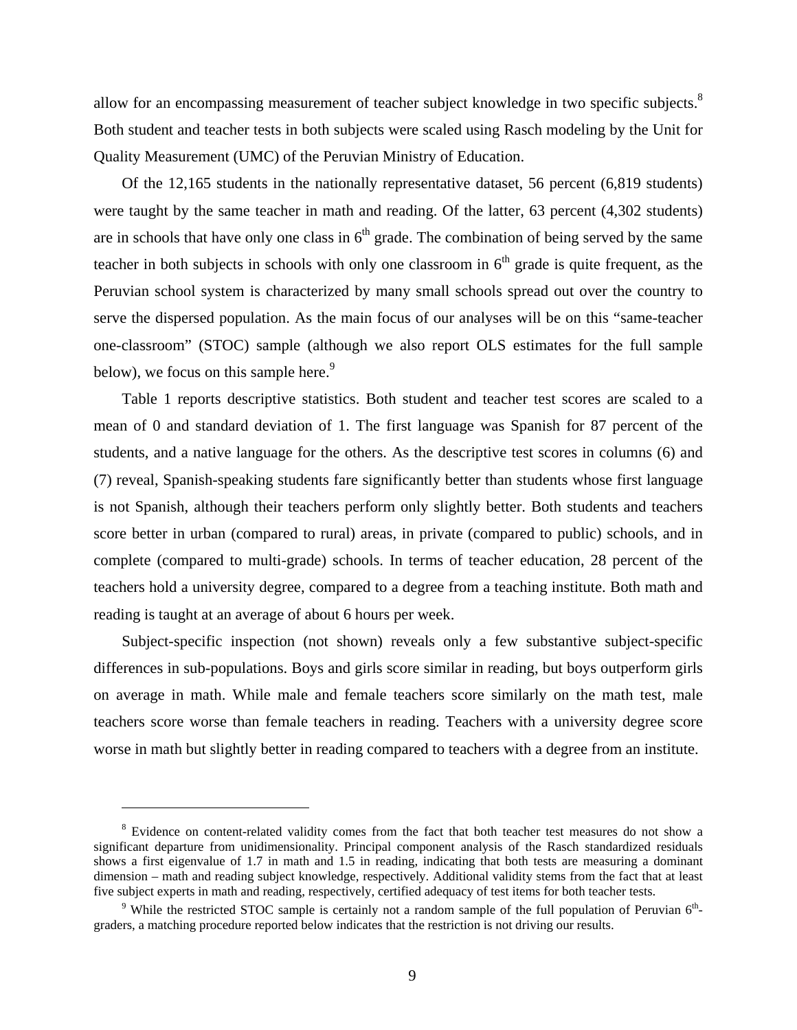allow for an encompassing measurement of teacher subject knowledge in two specific subjects.[8] Both student and teacher tests in both subjects were scaled using Rasch modeling by the Unit for Quality Measurement (UMC) of the Peruvian Ministry of Education.

Of the 12,165 students in the nationally representative dataset, 56 percent (6,819 students) were taught by the same teacher in math and reading. Of the latter, 63 percent (4,302 students) are in schools that have only one class in 6th grade. The combination of being served by the same teacher in both subjects in schools with only one classroom in 6th grade is quite frequent, as the Peruvian school system is characterized by many small schools spread out over the country to serve the dispersed population. As the main focus of our analyses will be on this "same-teacher one-classroom" (STOC) sample (although we also report OLS estimates for the full sample below), we focus on this sample here.[9]

Table 1 reports descriptive statistics. Both student and teacher test scores are scaled to a mean of 0 and standard deviation of 1. The first language was Spanish for 87 percent of the students, and a native language for the others. As the descriptive test scores in columns (6) and (7) reveal, Spanish-speaking students fare significantly better than students whose first language is not Spanish, although their teachers perform only slightly better. Both students and teachers score better in urban (compared to rural) areas, in private (compared to public) schools, and in complete (compared to multi-grade) schools. In terms of teacher education, 28 percent of the teachers hold a university degree, compared to a degree from a teaching institute. Both math and reading is taught at an average of about 6 hours per week.

Subject-specific inspection (not shown) reveals only a few substantive subject-specific differences in sub-populations. Boys and girls score similar in reading, but boys outperform girls on average in math. While male and female teachers score similarly on the math test, male teachers score worse than female teachers in reading. Teachers with a university degree score worse in math but slightly better in reading compared to teachers with a degree from an institute.

---

[8] Evidence on content-related validity comes from the fact that both teacher test measures do not show a significant departure from unidimensionality. Principal component analysis of the Rasch standardized residuals shows a first eigenvalue of 1.7 in math and 1.5 in reading, indicating that both tests are measuring a dominant dimension – math and reading subject knowledge, respectively. Additional validity stems from the fact that at least five subject experts in math and reading, respectively, certified adequacy of test items for both teacher tests.

[9] While the restricted STOC sample is certainly not a random sample of the full population of Peruvian 6th-graders, a matching procedure reported below indicates that the restriction is not driving our results.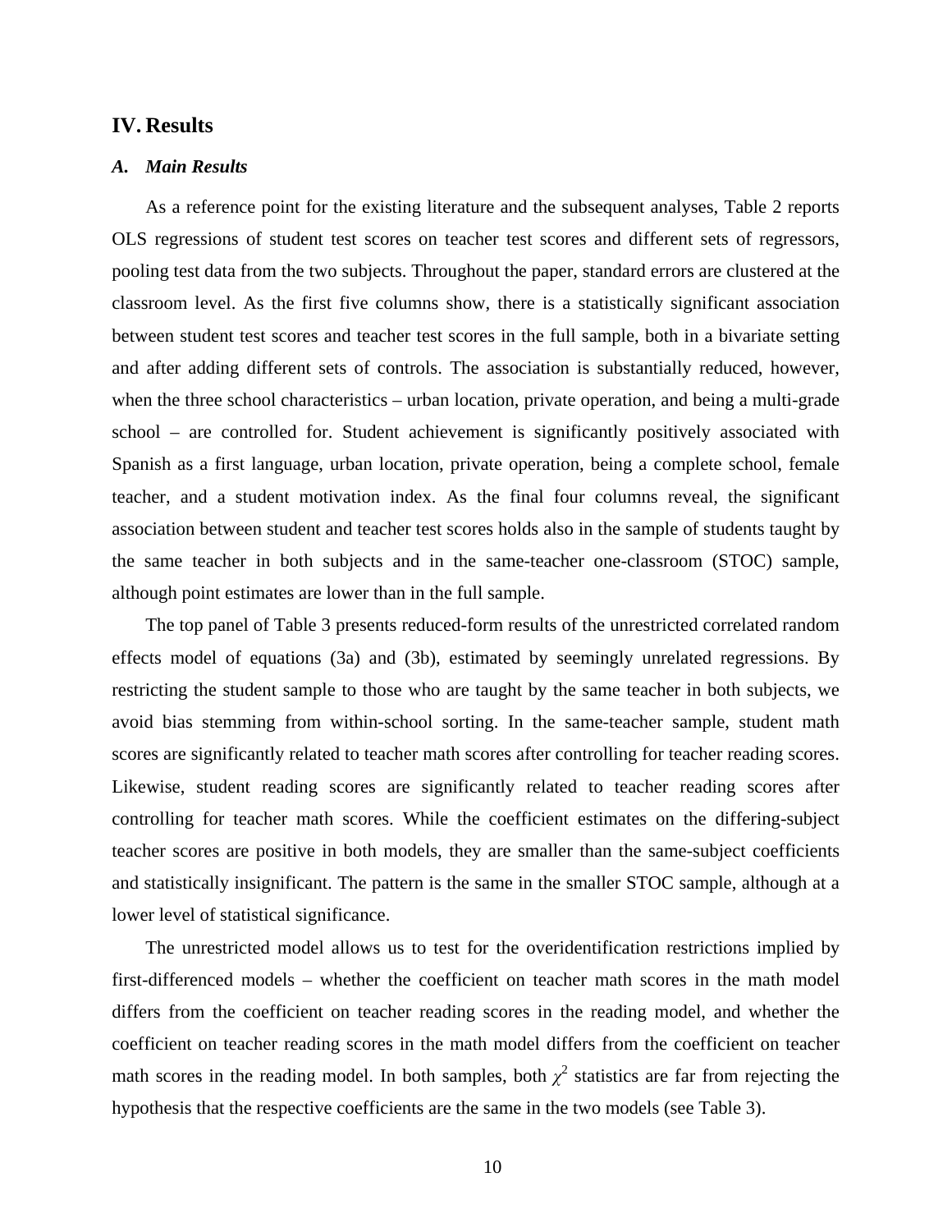## IV. Results

### *A. Main Results*

As a reference point for the existing literature and the subsequent analyses, Table 2 reports OLS regressions of student test scores on teacher test scores and different sets of regressors, pooling test data from the two subjects. Throughout the paper, standard errors are clustered at the classroom level. As the first five columns show, there is a statistically significant association between student test scores and teacher test scores in the full sample, both in a bivariate setting and after adding different sets of controls. The association is substantially reduced, however, when the three school characteristics – urban location, private operation, and being a multi-grade school – are controlled for. Student achievement is significantly positively associated with Spanish as a first language, urban location, private operation, being a complete school, female teacher, and a student motivation index. As the final four columns reveal, the significant association between student and teacher test scores holds also in the sample of students taught by the same teacher in both subjects and in the same-teacher one-classroom (STOC) sample, although point estimates are lower than in the full sample.

The top panel of Table 3 presents reduced-form results of the unrestricted correlated random effects model of equations (3a) and (3b), estimated by seemingly unrelated regressions. By restricting the student sample to those who are taught by the same teacher in both subjects, we avoid bias stemming from within-school sorting. In the same-teacher sample, student math scores are significantly related to teacher math scores after controlling for teacher reading scores. Likewise, student reading scores are significantly related to teacher reading scores after controlling for teacher math scores. While the coefficient estimates on the differing-subject teacher scores are positive in both models, they are smaller than the same-subject coefficients and statistically insignificant. The pattern is the same in the smaller STOC sample, although at a lower level of statistical significance.

The unrestricted model allows us to test for the overidentification restrictions implied by first-differenced models – whether the coefficient on teacher math scores in the math model differs from the coefficient on teacher reading scores in the reading model, and whether the coefficient on teacher reading scores in the math model differs from the coefficient on teacher math scores in the reading model. In both samples, both $\chi^2$ statistics are far from rejecting the hypothesis that the respective coefficients are the same in the two models (see Table 3).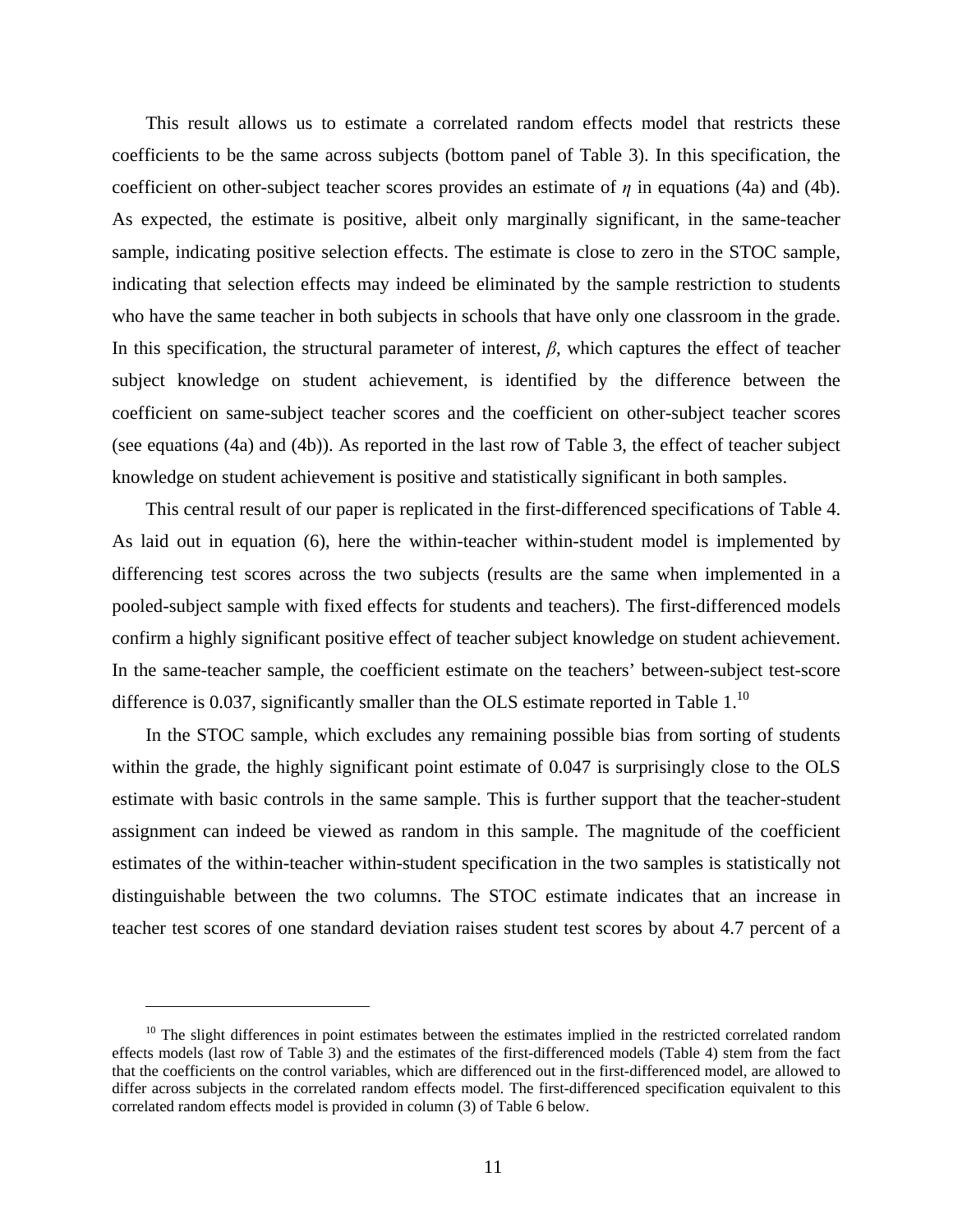This result allows us to estimate a correlated random effects model that restricts these coefficients to be the same across subjects (bottom panel of Table 3). In this specification, the coefficient on other-subject teacher scores provides an estimate of $\eta$ in equations (4a) and (4b). As expected, the estimate is positive, albeit only marginally significant, in the same-teacher sample, indicating positive selection effects. The estimate is close to zero in the STOC sample, indicating that selection effects may indeed be eliminated by the sample restriction to students who have the same teacher in both subjects in schools that have only one classroom in the grade. In this specification, the structural parameter of interest, $\beta$, which captures the effect of teacher subject knowledge on student achievement, is identified by the difference between the coefficient on same-subject teacher scores and the coefficient on other-subject teacher scores (see equations (4a) and (4b)). As reported in the last row of Table 3, the effect of teacher subject knowledge on student achievement is positive and statistically significant in both samples.

This central result of our paper is replicated in the first-differenced specifications of Table 4. As laid out in equation (6), here the within-teacher within-student model is implemented by differencing test scores across the two subjects (results are the same when implemented in a pooled-subject sample with fixed effects for students and teachers). The first-differenced models confirm a highly significant positive effect of teacher subject knowledge on student achievement. In the same-teacher sample, the coefficient estimate on the teachers' between-subject test-score difference is 0.037, significantly smaller than the OLS estimate reported in Table 1.[10]

In the STOC sample, which excludes any remaining possible bias from sorting of students within the grade, the highly significant point estimate of 0.047 is surprisingly close to the OLS estimate with basic controls in the same sample. This is further support that the teacher-student assignment can indeed be viewed as random in this sample. The magnitude of the coefficient estimates of the within-teacher within-student specification in the two samples is statistically not distinguishable between the two columns. The STOC estimate indicates that an increase in teacher test scores of one standard deviation raises student test scores by about 4.7 percent of a

[10] The slight differences in point estimates between the estimates implied in the restricted correlated random effects models (last row of Table 3) and the estimates of the first-differenced models (Table 4) stem from the fact that the coefficients on the control variables, which are differenced out in the first-differenced model, are allowed to differ across subjects in the correlated random effects model. The first-differenced specification equivalent to this correlated random effects model is provided in column (3) of Table 6 below.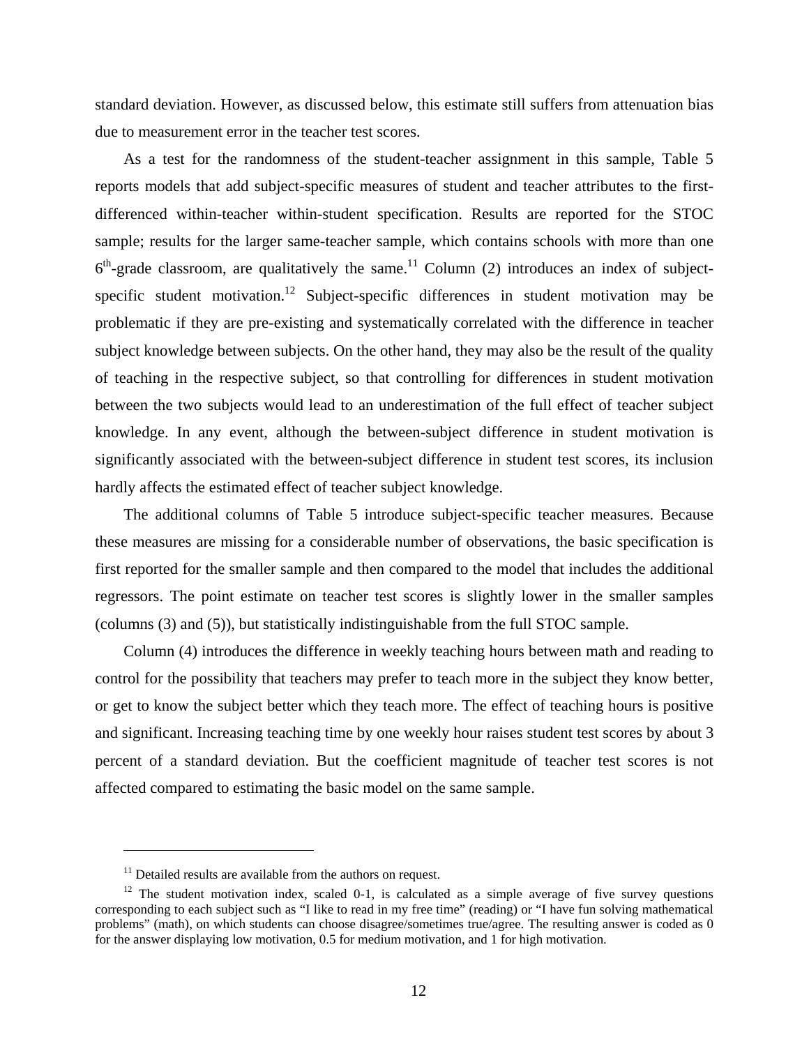standard deviation. However, as discussed below, this estimate still suffers from attenuation bias due to measurement error in the teacher test scores.

As a test for the randomness of the student-teacher assignment in this sample, Table 5 reports models that add subject-specific measures of student and teacher attributes to the first-differenced within-teacher within-student specification. Results are reported for the STOC sample; results for the larger same-teacher sample, which contains schools with more than one $6^{th}$-grade classroom, are qualitatively the same.[11] Column (2) introduces an index of subject-specific student motivation.[12] Subject-specific differences in student motivation may be problematic if they are pre-existing and systematically correlated with the difference in teacher subject knowledge between subjects. On the other hand, they may also be the result of the quality of teaching in the respective subject, so that controlling for differences in student motivation between the two subjects would lead to an underestimation of the full effect of teacher subject knowledge. In any event, although the between-subject difference in student motivation is significantly associated with the between-subject difference in student test scores, its inclusion hardly affects the estimated effect of teacher subject knowledge.

The additional columns of Table 5 introduce subject-specific teacher measures. Because these measures are missing for a considerable number of observations, the basic specification is first reported for the smaller sample and then compared to the model that includes the additional regressors. The point estimate on teacher test scores is slightly lower in the smaller samples (columns (3) and (5)), but statistically indistinguishable from the full STOC sample.

Column (4) introduces the difference in weekly teaching hours between math and reading to control for the possibility that teachers may prefer to teach more in the subject they know better, or get to know the subject better which they teach more. The effect of teaching hours is positive and significant. Increasing teaching time by one weekly hour raises student test scores by about 3 percent of a standard deviation. But the coefficient magnitude of teacher test scores is not affected compared to estimating the basic model on the same sample.

---

[11] Detailed results are available from the authors on request.

[12] The student motivation index, scaled 0-1, is calculated as a simple average of five survey questions corresponding to each subject such as "I like to read in my free time" (reading) or "I have fun solving mathematical problems" (math), on which students can choose disagree/sometimes true/agree. The resulting answer is coded as 0 for the answer displaying low motivation, 0.5 for medium motivation, and 1 for high motivation.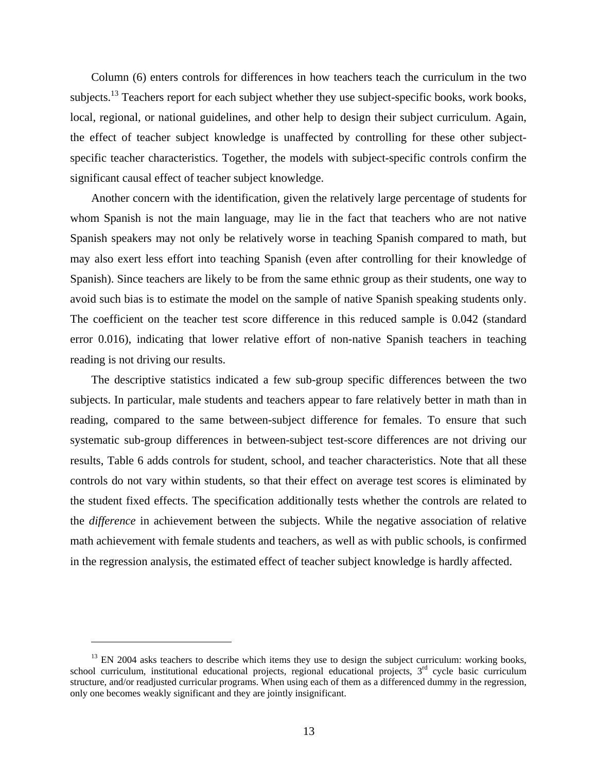Column (6) enters controls for differences in how teachers teach the curriculum in the two subjects.[13] Teachers report for each subject whether they use subject-specific books, work books, local, regional, or national guidelines, and other help to design their subject curriculum. Again, the effect of teacher subject knowledge is unaffected by controlling for these other subject-specific teacher characteristics. Together, the models with subject-specific controls confirm the significant causal effect of teacher subject knowledge.

Another concern with the identification, given the relatively large percentage of students for whom Spanish is not the main language, may lie in the fact that teachers who are not native Spanish speakers may not only be relatively worse in teaching Spanish compared to math, but may also exert less effort into teaching Spanish (even after controlling for their knowledge of Spanish). Since teachers are likely to be from the same ethnic group as their students, one way to avoid such bias is to estimate the model on the sample of native Spanish speaking students only. The coefficient on the teacher test score difference in this reduced sample is 0.042 (standard error 0.016), indicating that lower relative effort of non-native Spanish teachers in teaching reading is not driving our results.

The descriptive statistics indicated a few sub-group specific differences between the two subjects. In particular, male students and teachers appear to fare relatively better in math than in reading, compared to the same between-subject difference for females. To ensure that such systematic sub-group differences in between-subject test-score differences are not driving our results, Table 6 adds controls for student, school, and teacher characteristics. Note that all these controls do not vary within students, so that their effect on average test scores is eliminated by the student fixed effects. The specification additionally tests whether the controls are related to the *difference* in achievement between the subjects. While the negative association of relative math achievement with female students and teachers, as well as with public schools, is confirmed in the regression analysis, the estimated effect of teacher subject knowledge is hardly affected.

---

[13] EN 2004 asks teachers to describe which items they use to design the subject curriculum: working books, school curriculum, institutional educational projects, regional educational projects, 3rd cycle basic curriculum structure, and/or readjusted curricular programs. When using each of them as a differenced dummy in the regression, only one becomes weakly significant and they are jointly insignificant.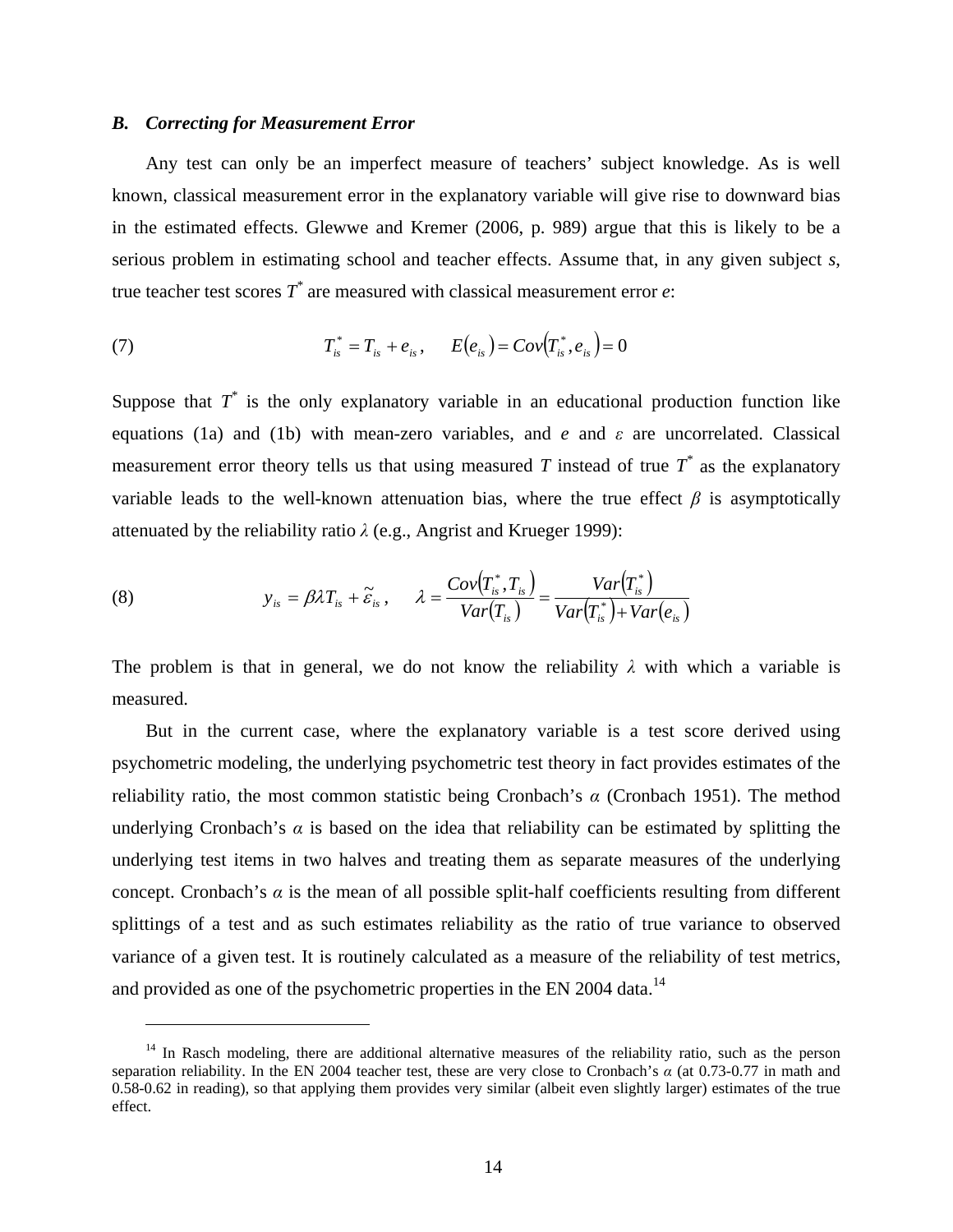### *B. Correcting for Measurement Error*

Any test can only be an imperfect measure of teachers' subject knowledge. As is well known, classical measurement error in the explanatory variable will give rise to downward bias in the estimated effects. Glewwe and Kremer (2006, p. 989) argue that this is likely to be a serious problem in estimating school and teacher effects. Assume that, in any given subject *s*, true teacher test scores $T^*$ are measured with classical measurement error *e*:

$$T_{is}^* = T_{is} + e_{is}, \quad E(e_{is}) = Cov(T_{is}^*, e_{is}) = 0 \tag{7}$$

Suppose that $T^*$ is the only explanatory variable in an educational production function like equations (1a) and (1b) with mean-zero variables, and $e$ and $\varepsilon$ are uncorrelated. Classical measurement error theory tells us that using measured $T$ instead of true $T^*$ as the explanatory variable leads to the well-known attenuation bias, where the true effect $\beta$ is asymptotically attenuated by the reliability ratio $\lambda$ (e.g., Angrist and Krueger 1999):

$$y_{is} = \beta\lambda T_{is} + \tilde{\varepsilon}_{is}, \quad \lambda = \frac{Cov(T_{is}^*, T_{is})}{Var(T_{is})} = \frac{Var(T_{is}^*)}{Var(T_{is}^*) + Var(e_{is})} \tag{8}$$

The problem is that in general, we do not know the reliability $\lambda$ with which a variable is measured.

But in the current case, where the explanatory variable is a test score derived using psychometric modeling, the underlying psychometric test theory in fact provides estimates of the reliability ratio, the most common statistic being Cronbach's $\alpha$ (Cronbach 1951). The method underlying Cronbach's $\alpha$ is based on the idea that reliability can be estimated by splitting the underlying test items in two halves and treating them as separate measures of the underlying concept. Cronbach's $\alpha$ is the mean of all possible split-half coefficients resulting from different splittings of a test and as such estimates reliability as the ratio of true variance to observed variance of a given test. It is routinely calculated as a measure of the reliability of test metrics, and provided as one of the psychometric properties in the EN 2004 data.[14]

---

[14] In Rasch modeling, there are additional alternative measures of the reliability ratio, such as the person separation reliability. In the EN 2004 teacher test, these are very close to Cronbach's $\alpha$ (at 0.73-0.77 in math and 0.58-0.62 in reading), so that applying them provides very similar (albeit even slightly larger) estimates of the true effect.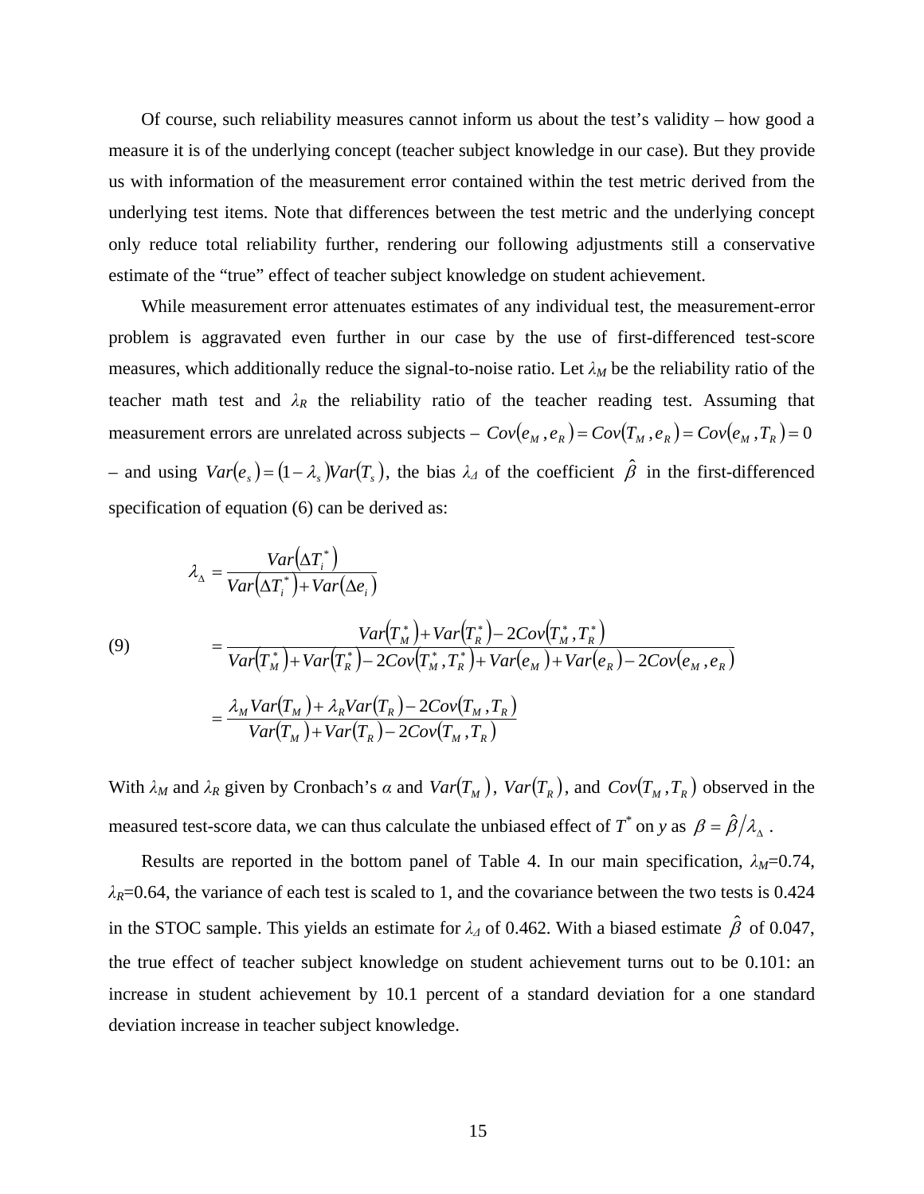Of course, such reliability measures cannot inform us about the test's validity – how good a measure it is of the underlying concept (teacher subject knowledge in our case). But they provide us with information of the measurement error contained within the test metric derived from the underlying test items. Note that differences between the test metric and the underlying concept only reduce total reliability further, rendering our following adjustments still a conservative estimate of the "true" effect of teacher subject knowledge on student achievement.

While measurement error attenuates estimates of any individual test, the measurement-error problem is aggravated even further in our case by the use of first-differenced test-score measures, which additionally reduce the signal-to-noise ratio. Let $\lambda_M$ be the reliability ratio of the teacher math test and $\lambda_R$ the reliability ratio of the teacher reading test. Assuming that measurement errors are unrelated across subjects – $Cov(e_M, e_R) = Cov(T_M, e_R) = Cov(e_M, T_R) = 0$ – and using $Var(e_s) = (1 - \lambda_s)Var(T_s)$, the bias $\lambda_\Delta$ of the coefficient $\hat{\beta}$ in the first-differenced specification of equation (6) can be derived as:

$$
\begin{aligned}
\lambda_\Delta &= \frac{Var(\Delta T_i^*)}{Var(\Delta T_i^*) + Var(\Delta e_i)} \\
(9) \qquad &= \frac{Var(T_M^*) + Var(T_R^*) - 2Cov(T_M^*, T_R^*)}{Var(T_M^*) + Var(T_R^*) - 2Cov(T_M^*, T_R^*) + Var(e_M) + Var(e_R) - 2Cov(e_M, e_R)} \\
&= \frac{\lambda_M Var(T_M) + \lambda_R Var(T_R) - 2Cov(T_M, T_R)}{Var(T_M) + Var(T_R) - 2Cov(T_M, T_R)}
\end{aligned}
$$

With $\lambda_M$ and $\lambda_R$ given by Cronbach's $\alpha$ and $Var(T_M)$, $Var(T_R)$, and $Cov(T_M, T_R)$ observed in the measured test-score data, we can thus calculate the unbiased effect of $T^*$ on $y$ as $\beta = \hat{\beta}/\lambda_\Delta$.

Results are reported in the bottom panel of Table 4. In our main specification, $\lambda_M$=0.74, $\lambda_R$=0.64, the variance of each test is scaled to 1, and the covariance between the two tests is 0.424 in the STOC sample. This yields an estimate for $\lambda_\Delta$ of 0.462. With a biased estimate $\hat{\beta}$ of 0.047, the true effect of teacher subject knowledge on student achievement turns out to be 0.101: an increase in student achievement by 10.1 percent of a standard deviation for a one standard deviation increase in teacher subject knowledge.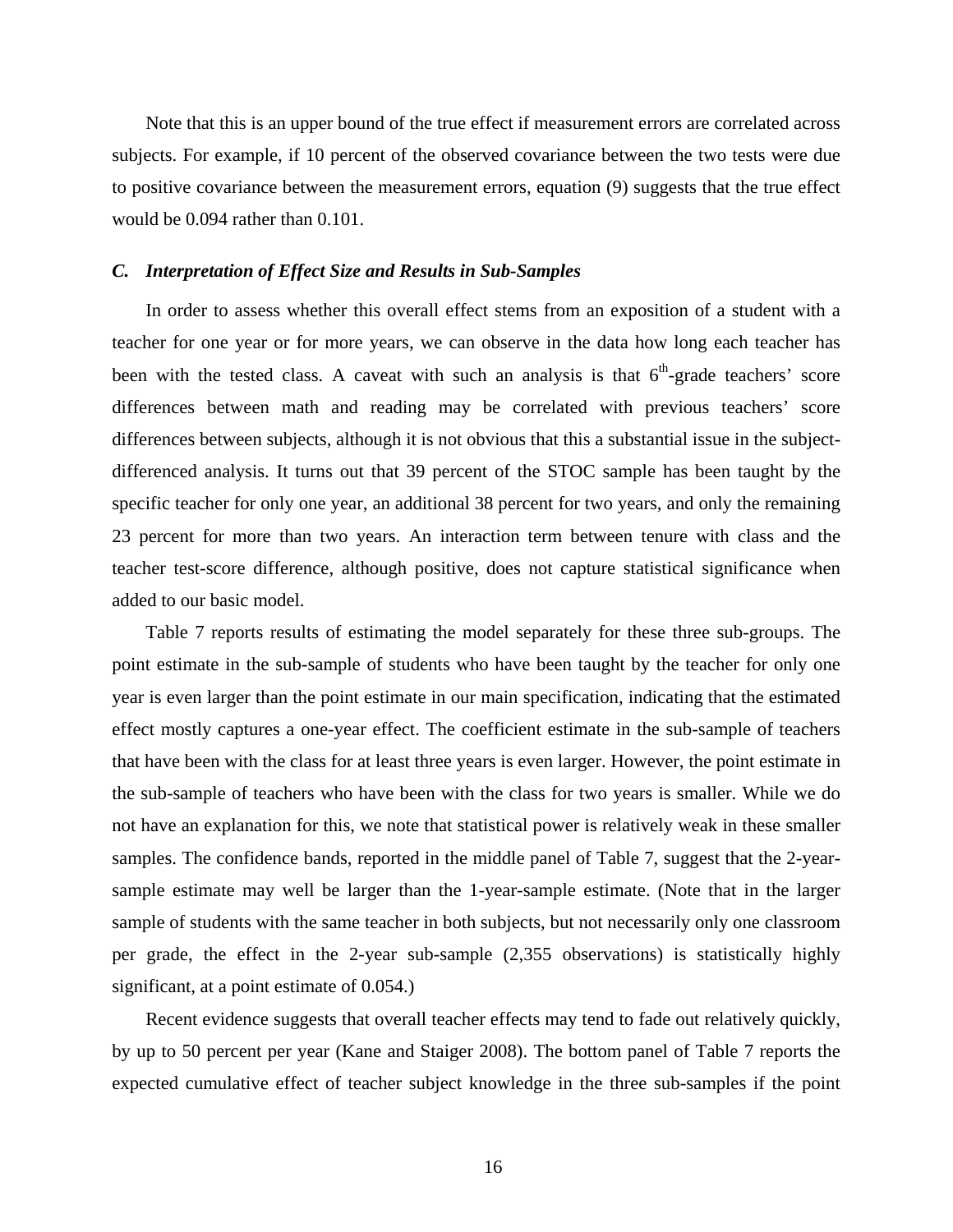Note that this is an upper bound of the true effect if measurement errors are correlated across subjects. For example, if 10 percent of the observed covariance between the two tests were due to positive covariance between the measurement errors, equation (9) suggests that the true effect would be 0.094 rather than 0.101.

### *C. Interpretation of Effect Size and Results in Sub-Samples*

In order to assess whether this overall effect stems from an exposition of a student with a teacher for one year or for more years, we can observe in the data how long each teacher has been with the tested class. A caveat with such an analysis is that 6th-grade teachers' score differences between math and reading may be correlated with previous teachers' score differences between subjects, although it is not obvious that this a substantial issue in the subject-differenced analysis. It turns out that 39 percent of the STOC sample has been taught by the specific teacher for only one year, an additional 38 percent for two years, and only the remaining 23 percent for more than two years. An interaction term between tenure with class and the teacher test-score difference, although positive, does not capture statistical significance when added to our basic model.

Table 7 reports results of estimating the model separately for these three sub-groups. The point estimate in the sub-sample of students who have been taught by the teacher for only one year is even larger than the point estimate in our main specification, indicating that the estimated effect mostly captures a one-year effect. The coefficient estimate in the sub-sample of teachers that have been with the class for at least three years is even larger. However, the point estimate in the sub-sample of teachers who have been with the class for two years is smaller. While we do not have an explanation for this, we note that statistical power is relatively weak in these smaller samples. The confidence bands, reported in the middle panel of Table 7, suggest that the 2-year-sample estimate may well be larger than the 1-year-sample estimate. (Note that in the larger sample of students with the same teacher in both subjects, but not necessarily only one classroom per grade, the effect in the 2-year sub-sample (2,355 observations) is statistically highly significant, at a point estimate of 0.054.)

Recent evidence suggests that overall teacher effects may tend to fade out relatively quickly, by up to 50 percent per year (Kane and Staiger 2008). The bottom panel of Table 7 reports the expected cumulative effect of teacher subject knowledge in the three sub-samples if the point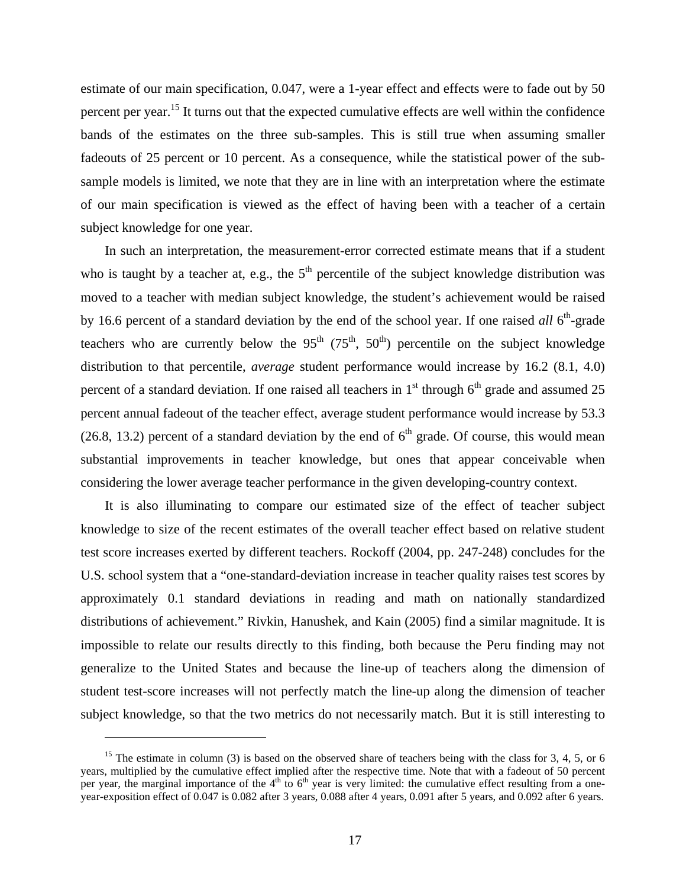estimate of our main specification, 0.047, were a 1-year effect and effects were to fade out by 50 percent per year.[15] It turns out that the expected cumulative effects are well within the confidence bands of the estimates on the three sub-samples. This is still true when assuming smaller fadeouts of 25 percent or 10 percent. As a consequence, while the statistical power of the sub-sample models is limited, we note that they are in line with an interpretation where the estimate of our main specification is viewed as the effect of having been with a teacher of a certain subject knowledge for one year.

In such an interpretation, the measurement-error corrected estimate means that if a student who is taught by a teacher at, e.g., the 5th percentile of the subject knowledge distribution was moved to a teacher with median subject knowledge, the student's achievement would be raised by 16.6 percent of a standard deviation by the end of the school year. If one raised *all* 6th-grade teachers who are currently below the 95th (75th, 50th) percentile on the subject knowledge distribution to that percentile, *average* student performance would increase by 16.2 (8.1, 4.0) percent of a standard deviation. If one raised all teachers in 1st through 6th grade and assumed 25 percent annual fadeout of the teacher effect, average student performance would increase by 53.3 (26.8, 13.2) percent of a standard deviation by the end of 6th grade. Of course, this would mean substantial improvements in teacher knowledge, but ones that appear conceivable when considering the lower average teacher performance in the given developing-country context.

It is also illuminating to compare our estimated size of the effect of teacher subject knowledge to size of the recent estimates of the overall teacher effect based on relative student test score increases exerted by different teachers. Rockoff (2004, pp. 247-248) concludes for the U.S. school system that a "one-standard-deviation increase in teacher quality raises test scores by approximately 0.1 standard deviations in reading and math on nationally standardized distributions of achievement." Rivkin, Hanushek, and Kain (2005) find a similar magnitude. It is impossible to relate our results directly to this finding, both because the Peru finding may not generalize to the United States and because the line-up of teachers along the dimension of student test-score increases will not perfectly match the line-up along the dimension of teacher subject knowledge, so that the two metrics do not necessarily match. But it is still interesting to

---

[15] The estimate in column (3) is based on the observed share of teachers being with the class for 3, 4, 5, or 6 years, multiplied by the cumulative effect implied after the respective time. Note that with a fadeout of 50 percent per year, the marginal importance of the 4th to 6th year is very limited: the cumulative effect resulting from a one-year-exposition effect of 0.047 is 0.082 after 3 years, 0.088 after 4 years, 0.091 after 5 years, and 0.092 after 6 years.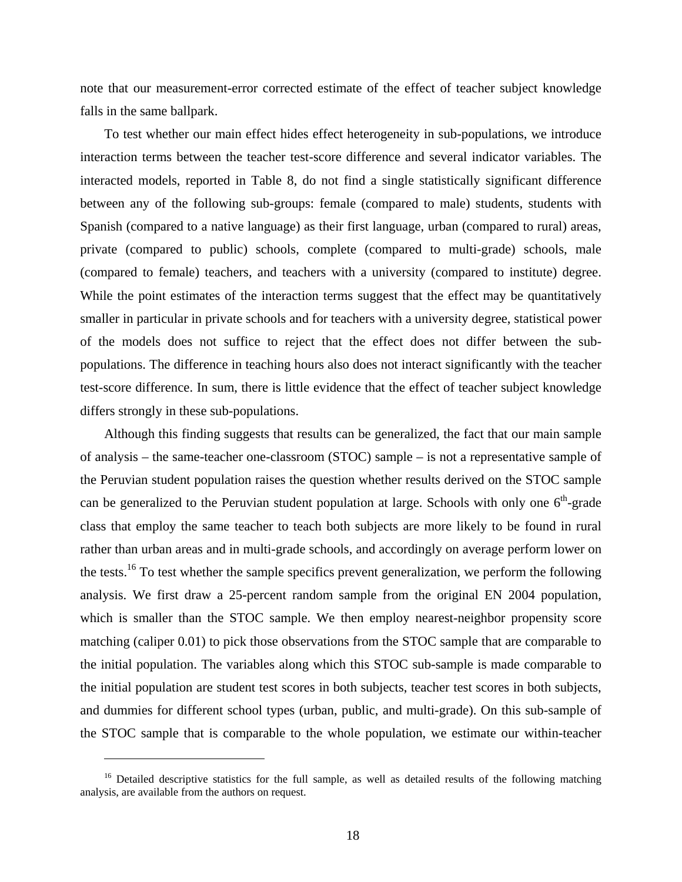note that our measurement-error corrected estimate of the effect of teacher subject knowledge falls in the same ballpark.

To test whether our main effect hides effect heterogeneity in sub-populations, we introduce interaction terms between the teacher test-score difference and several indicator variables. The interacted models, reported in Table 8, do not find a single statistically significant difference between any of the following sub-groups: female (compared to male) students, students with Spanish (compared to a native language) as their first language, urban (compared to rural) areas, private (compared to public) schools, complete (compared to multi-grade) schools, male (compared to female) teachers, and teachers with a university (compared to institute) degree. While the point estimates of the interaction terms suggest that the effect may be quantitatively smaller in particular in private schools and for teachers with a university degree, statistical power of the models does not suffice to reject that the effect does not differ between the sub-populations. The difference in teaching hours also does not interact significantly with the teacher test-score difference. In sum, there is little evidence that the effect of teacher subject knowledge differs strongly in these sub-populations.

Although this finding suggests that results can be generalized, the fact that our main sample of analysis – the same-teacher one-classroom (STOC) sample – is not a representative sample of the Peruvian student population raises the question whether results derived on the STOC sample can be generalized to the Peruvian student population at large. Schools with only one 6th-grade class that employ the same teacher to teach both subjects are more likely to be found in rural rather than urban areas and in multi-grade schools, and accordingly on average perform lower on the tests.[16] To test whether the sample specifics prevent generalization, we perform the following analysis. We first draw a 25-percent random sample from the original EN 2004 population, which is smaller than the STOC sample. We then employ nearest-neighbor propensity score matching (caliper 0.01) to pick those observations from the STOC sample that are comparable to the initial population. The variables along which this STOC sub-sample is made comparable to the initial population are student test scores in both subjects, teacher test scores in both subjects, and dummies for different school types (urban, public, and multi-grade). On this sub-sample of the STOC sample that is comparable to the whole population, we estimate our within-teacher

[16] Detailed descriptive statistics for the full sample, as well as detailed results of the following matching analysis, are available from the authors on request.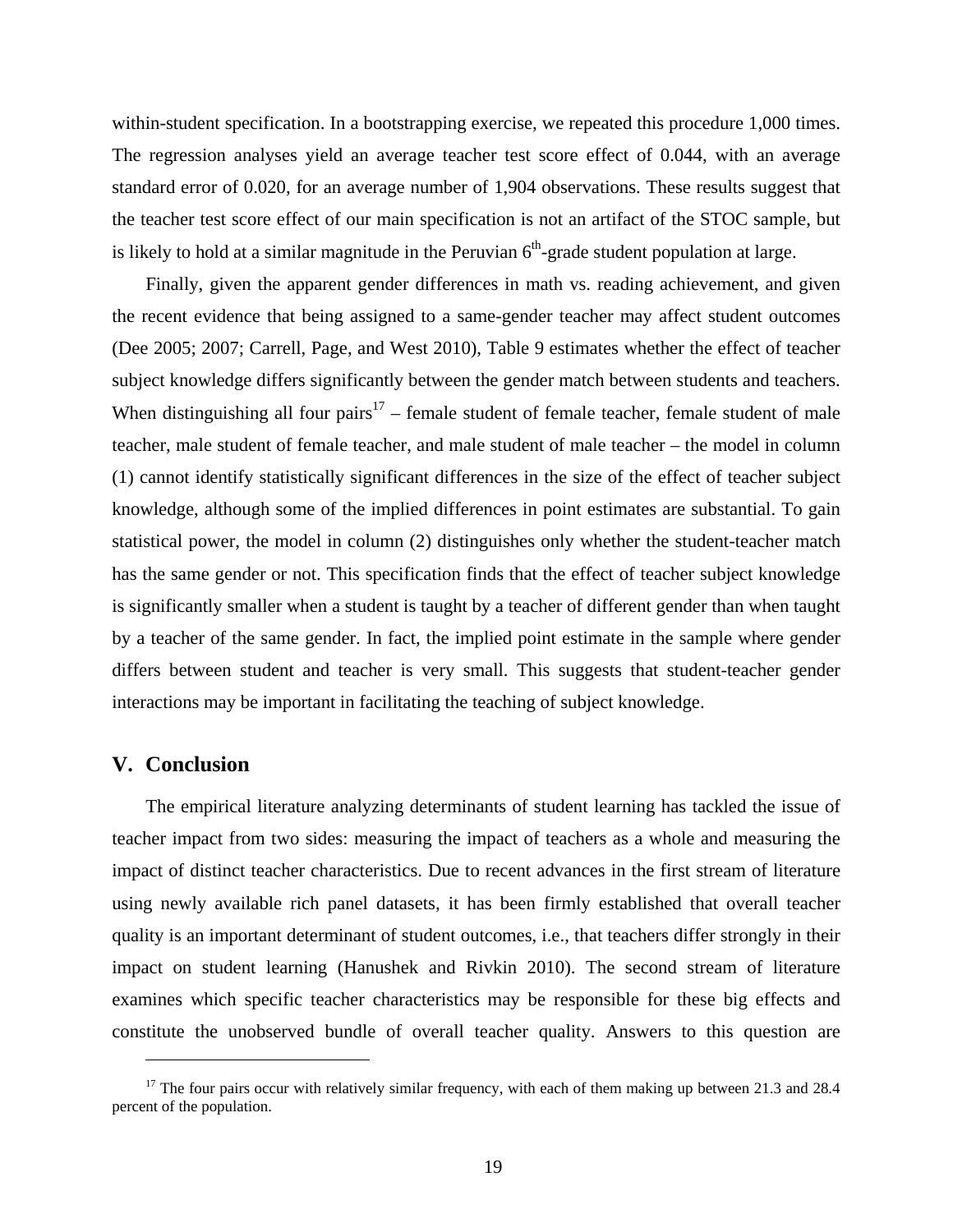within-student specification. In a bootstrapping exercise, we repeated this procedure 1,000 times. The regression analyses yield an average teacher test score effect of 0.044, with an average standard error of 0.020, for an average number of 1,904 observations. These results suggest that the teacher test score effect of our main specification is not an artifact of the STOC sample, but is likely to hold at a similar magnitude in the Peruvian 6th-grade student population at large.

Finally, given the apparent gender differences in math vs. reading achievement, and given the recent evidence that being assigned to a same-gender teacher may affect student outcomes (Dee 2005; 2007; Carrell, Page, and West 2010), Table 9 estimates whether the effect of teacher subject knowledge differs significantly between the gender match between students and teachers. When distinguishing all four pairs[17] – female student of female teacher, female student of male teacher, male student of female teacher, and male student of male teacher – the model in column (1) cannot identify statistically significant differences in the size of the effect of teacher subject knowledge, although some of the implied differences in point estimates are substantial. To gain statistical power, the model in column (2) distinguishes only whether the student-teacher match has the same gender or not. This specification finds that the effect of teacher subject knowledge is significantly smaller when a student is taught by a teacher of different gender than when taught by a teacher of the same gender. In fact, the implied point estimate in the sample where gender differs between student and teacher is very small. This suggests that student-teacher gender interactions may be important in facilitating the teaching of subject knowledge.

## V. Conclusion

The empirical literature analyzing determinants of student learning has tackled the issue of teacher impact from two sides: measuring the impact of teachers as a whole and measuring the impact of distinct teacher characteristics. Due to recent advances in the first stream of literature using newly available rich panel datasets, it has been firmly established that overall teacher quality is an important determinant of student outcomes, i.e., that teachers differ strongly in their impact on student learning (Hanushek and Rivkin 2010). The second stream of literature examines which specific teacher characteristics may be responsible for these big effects and constitute the unobserved bundle of overall teacher quality. Answers to this question are

[17] The four pairs occur with relatively similar frequency, with each of them making up between 21.3 and 28.4 percent of the population.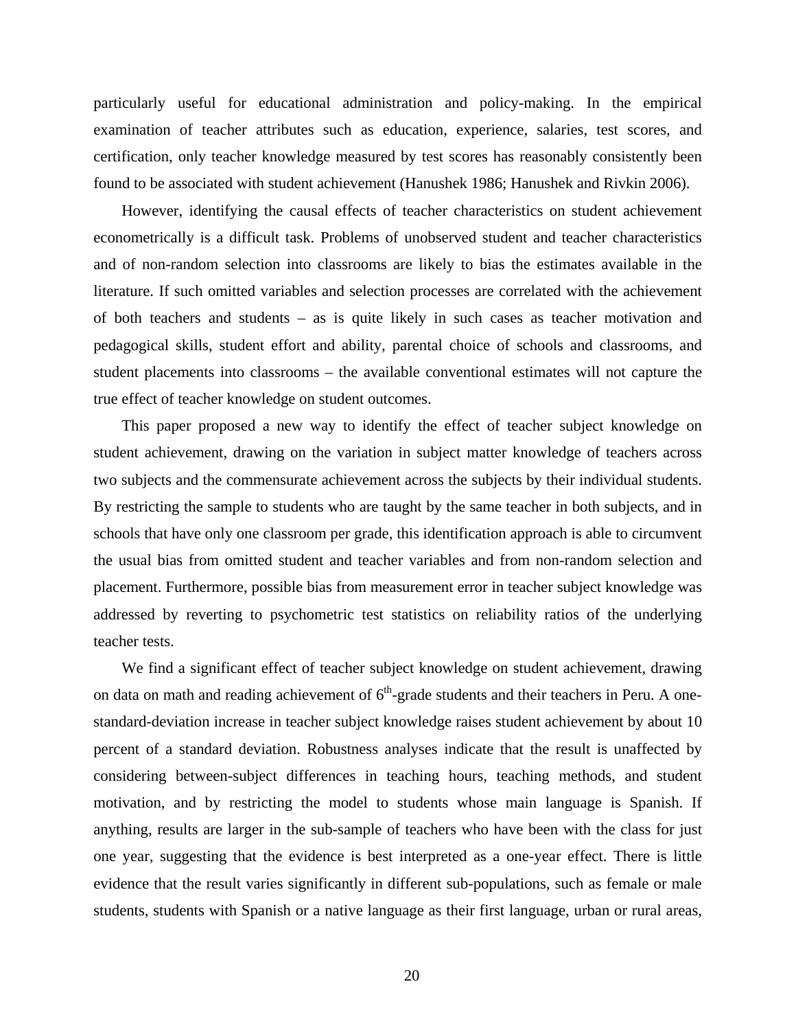particularly useful for educational administration and policy-making. In the empirical examination of teacher attributes such as education, experience, salaries, test scores, and certification, only teacher knowledge measured by test scores has reasonably consistently been found to be associated with student achievement (Hanushek 1986; Hanushek and Rivkin 2006).

However, identifying the causal effects of teacher characteristics on student achievement econometrically is a difficult task. Problems of unobserved student and teacher characteristics and of non-random selection into classrooms are likely to bias the estimates available in the literature. If such omitted variables and selection processes are correlated with the achievement of both teachers and students – as is quite likely in such cases as teacher motivation and pedagogical skills, student effort and ability, parental choice of schools and classrooms, and student placements into classrooms – the available conventional estimates will not capture the true effect of teacher knowledge on student outcomes.

This paper proposed a new way to identify the effect of teacher subject knowledge on student achievement, drawing on the variation in subject matter knowledge of teachers across two subjects and the commensurate achievement across the subjects by their individual students. By restricting the sample to students who are taught by the same teacher in both subjects, and in schools that have only one classroom per grade, this identification approach is able to circumvent the usual bias from omitted student and teacher variables and from non-random selection and placement. Furthermore, possible bias from measurement error in teacher subject knowledge was addressed by reverting to psychometric test statistics on reliability ratios of the underlying teacher tests.

We find a significant effect of teacher subject knowledge on student achievement, drawing on data on math and reading achievement of 6th-grade students and their teachers in Peru. A one-standard-deviation increase in teacher subject knowledge raises student achievement by about 10 percent of a standard deviation. Robustness analyses indicate that the result is unaffected by considering between-subject differences in teaching hours, teaching methods, and student motivation, and by restricting the model to students whose main language is Spanish. If anything, results are larger in the sub-sample of teachers who have been with the class for just one year, suggesting that the evidence is best interpreted as a one-year effect. There is little evidence that the result varies significantly in different sub-populations, such as female or male students, students with Spanish or a native language as their first language, urban or rural areas,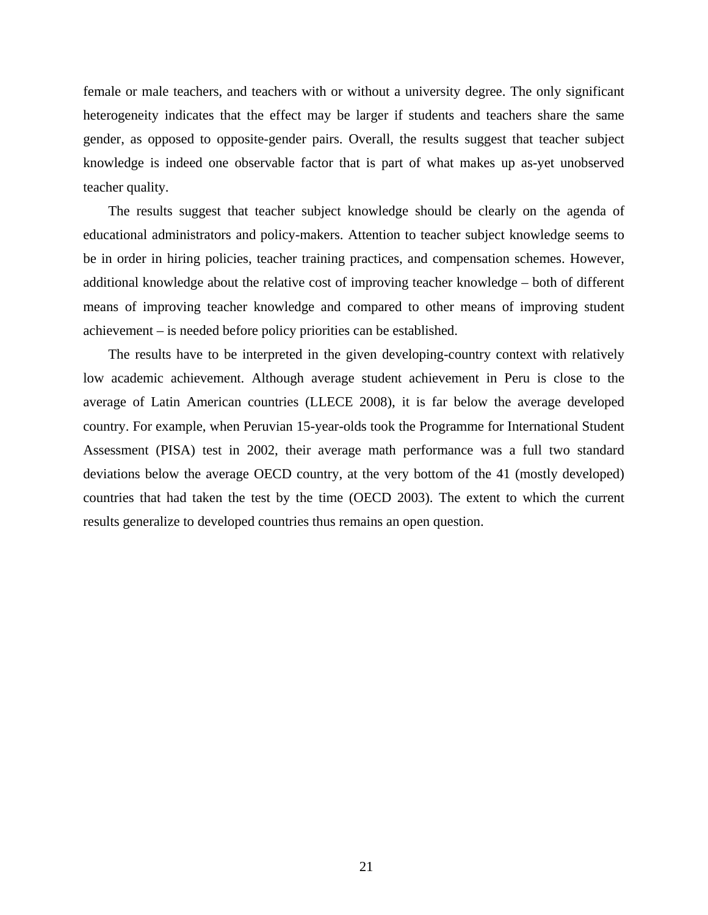female or male teachers, and teachers with or without a university degree. The only significant heterogeneity indicates that the effect may be larger if students and teachers share the same gender, as opposed to opposite-gender pairs. Overall, the results suggest that teacher subject knowledge is indeed one observable factor that is part of what makes up as-yet unobserved teacher quality.

The results suggest that teacher subject knowledge should be clearly on the agenda of educational administrators and policy-makers. Attention to teacher subject knowledge seems to be in order in hiring policies, teacher training practices, and compensation schemes. However, additional knowledge about the relative cost of improving teacher knowledge – both of different means of improving teacher knowledge and compared to other means of improving student achievement – is needed before policy priorities can be established.

The results have to be interpreted in the given developing-country context with relatively low academic achievement. Although average student achievement in Peru is close to the average of Latin American countries (LLECE 2008), it is far below the average developed country. For example, when Peruvian 15-year-olds took the Programme for International Student Assessment (PISA) test in 2002, their average math performance was a full two standard deviations below the average OECD country, at the very bottom of the 41 (mostly developed) countries that had taken the test by the time (OECD 2003). The extent to which the current results generalize to developed countries thus remains an open question.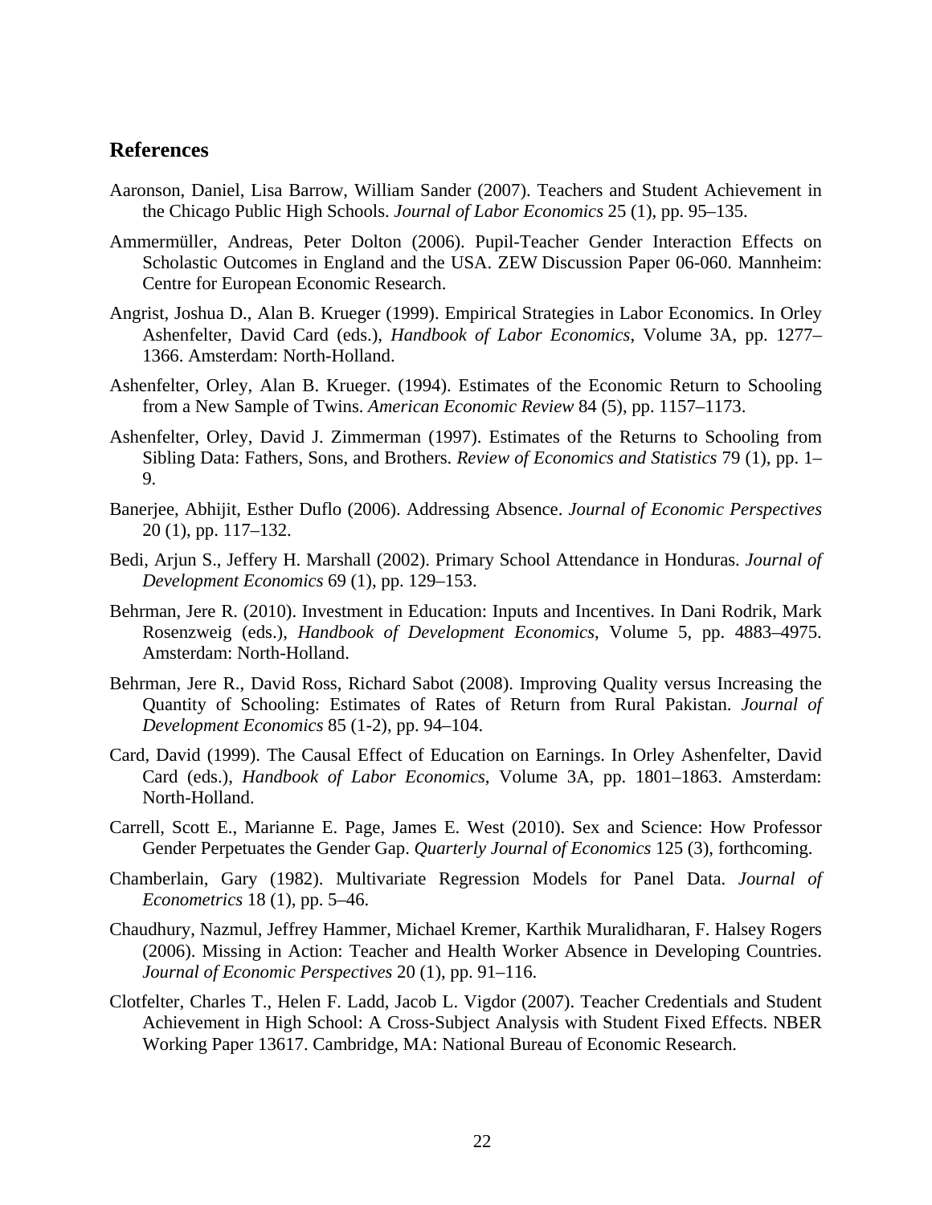## References

Aaronson, Daniel, Lisa Barrow, William Sander (2007). Teachers and Student Achievement in the Chicago Public High Schools. *Journal of Labor Economics* 25 (1), pp. 95–135.

Ammermüller, Andreas, Peter Dolton (2006). Pupil-Teacher Gender Interaction Effects on Scholastic Outcomes in England and the USA. ZEW Discussion Paper 06-060. Mannheim: Centre for European Economic Research.

Angrist, Joshua D., Alan B. Krueger (1999). Empirical Strategies in Labor Economics. In Orley Ashenfelter, David Card (eds.), *Handbook of Labor Economics*, Volume 3A, pp. 1277–1366. Amsterdam: North-Holland.

Ashenfelter, Orley, Alan B. Krueger. (1994). Estimates of the Economic Return to Schooling from a New Sample of Twins. *American Economic Review* 84 (5), pp. 1157–1173.

Ashenfelter, Orley, David J. Zimmerman (1997). Estimates of the Returns to Schooling from Sibling Data: Fathers, Sons, and Brothers. *Review of Economics and Statistics* 79 (1), pp. 1–9.

Banerjee, Abhijit, Esther Duflo (2006). Addressing Absence. *Journal of Economic Perspectives* 20 (1), pp. 117–132.

Bedi, Arjun S., Jeffery H. Marshall (2002). Primary School Attendance in Honduras. *Journal of Development Economics* 69 (1), pp. 129–153.

Behrman, Jere R. (2010). Investment in Education: Inputs and Incentives. In Dani Rodrik, Mark Rosenzweig (eds.), *Handbook of Development Economics*, Volume 5, pp. 4883–4975. Amsterdam: North-Holland.

Behrman, Jere R., David Ross, Richard Sabot (2008). Improving Quality versus Increasing the Quantity of Schooling: Estimates of Rates of Return from Rural Pakistan. *Journal of Development Economics* 85 (1-2), pp. 94–104.

Card, David (1999). The Causal Effect of Education on Earnings. In Orley Ashenfelter, David Card (eds.), *Handbook of Labor Economics*, Volume 3A, pp. 1801–1863. Amsterdam: North-Holland.

Carrell, Scott E., Marianne E. Page, James E. West (2010). Sex and Science: How Professor Gender Perpetuates the Gender Gap. *Quarterly Journal of Economics* 125 (3), forthcoming.

Chamberlain, Gary (1982). Multivariate Regression Models for Panel Data. *Journal of Econometrics* 18 (1), pp. 5–46.

Chaudhury, Nazmul, Jeffrey Hammer, Michael Kremer, Karthik Muralidharan, F. Halsey Rogers (2006). Missing in Action: Teacher and Health Worker Absence in Developing Countries. *Journal of Economic Perspectives* 20 (1), pp. 91–116.

Clotfelter, Charles T., Helen F. Ladd, Jacob L. Vigdor (2007). Teacher Credentials and Student Achievement in High School: A Cross-Subject Analysis with Student Fixed Effects. NBER Working Paper 13617. Cambridge, MA: National Bureau of Economic Research.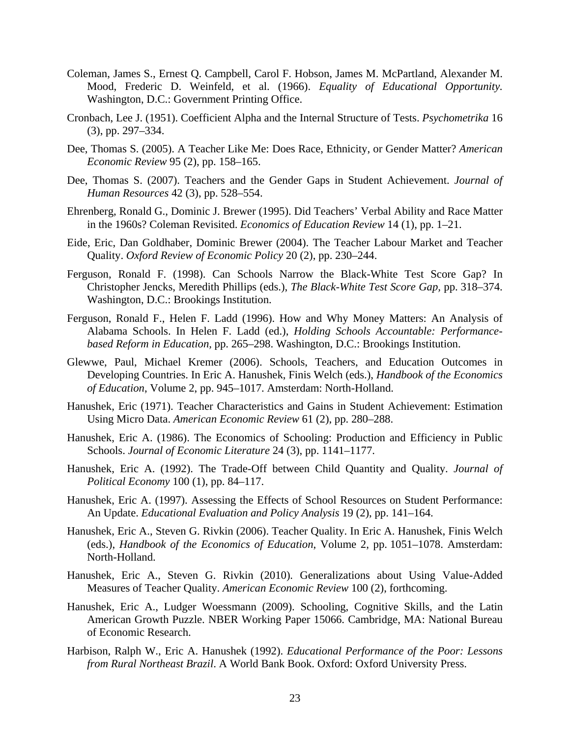Coleman, James S., Ernest Q. Campbell, Carol F. Hobson, James M. McPartland, Alexander M. Mood, Frederic D. Weinfeld, et al. (1966). *Equality of Educational Opportunity.* Washington, D.C.: Government Printing Office.

Cronbach, Lee J. (1951). Coefficient Alpha and the Internal Structure of Tests. *Psychometrika* 16 (3), pp. 297–334.

Dee, Thomas S. (2005). A Teacher Like Me: Does Race, Ethnicity, or Gender Matter? *American Economic Review* 95 (2), pp. 158–165.

Dee, Thomas S. (2007). Teachers and the Gender Gaps in Student Achievement. *Journal of Human Resources* 42 (3), pp. 528–554.

Ehrenberg, Ronald G., Dominic J. Brewer (1995). Did Teachers' Verbal Ability and Race Matter in the 1960s? Coleman Revisited. *Economics of Education Review* 14 (1), pp. 1–21.

Eide, Eric, Dan Goldhaber, Dominic Brewer (2004). The Teacher Labour Market and Teacher Quality. *Oxford Review of Economic Policy* 20 (2), pp. 230–244.

Ferguson, Ronald F. (1998). Can Schools Narrow the Black-White Test Score Gap? In Christopher Jencks, Meredith Phillips (eds.), *The Black-White Test Score Gap,* pp. 318–374. Washington, D.C.: Brookings Institution.

Ferguson, Ronald F., Helen F. Ladd (1996). How and Why Money Matters: An Analysis of Alabama Schools. In Helen F. Ladd (ed.), *Holding Schools Accountable: Performance-based Reform in Education,* pp. 265–298. Washington, D.C.: Brookings Institution.

Glewwe, Paul, Michael Kremer (2006). Schools, Teachers, and Education Outcomes in Developing Countries. In Eric A. Hanushek, Finis Welch (eds.), *Handbook of the Economics of Education*, Volume 2, pp. 945–1017. Amsterdam: North-Holland.

Hanushek, Eric (1971). Teacher Characteristics and Gains in Student Achievement: Estimation Using Micro Data. *American Economic Review* 61 (2), pp. 280–288.

Hanushek, Eric A. (1986). The Economics of Schooling: Production and Efficiency in Public Schools. *Journal of Economic Literature* 24 (3), pp. 1141–1177.

Hanushek, Eric A. (1992). The Trade-Off between Child Quantity and Quality. *Journal of Political Economy* 100 (1), pp. 84–117.

Hanushek, Eric A. (1997). Assessing the Effects of School Resources on Student Performance: An Update. *Educational Evaluation and Policy Analysis* 19 (2), pp. 141–164.

Hanushek, Eric A., Steven G. Rivkin (2006). Teacher Quality. In Eric A. Hanushek, Finis Welch (eds.), *Handbook of the Economics of Education*, Volume 2, pp. 1051–1078. Amsterdam: North-Holland.

Hanushek, Eric A., Steven G. Rivkin (2010). Generalizations about Using Value-Added Measures of Teacher Quality. *American Economic Review* 100 (2), forthcoming.

Hanushek, Eric A., Ludger Woessmann (2009). Schooling, Cognitive Skills, and the Latin American Growth Puzzle. NBER Working Paper 15066. Cambridge, MA: National Bureau of Economic Research.

Harbison, Ralph W., Eric A. Hanushek (1992). *Educational Performance of the Poor: Lessons from Rural Northeast Brazil*. A World Bank Book. Oxford: Oxford University Press.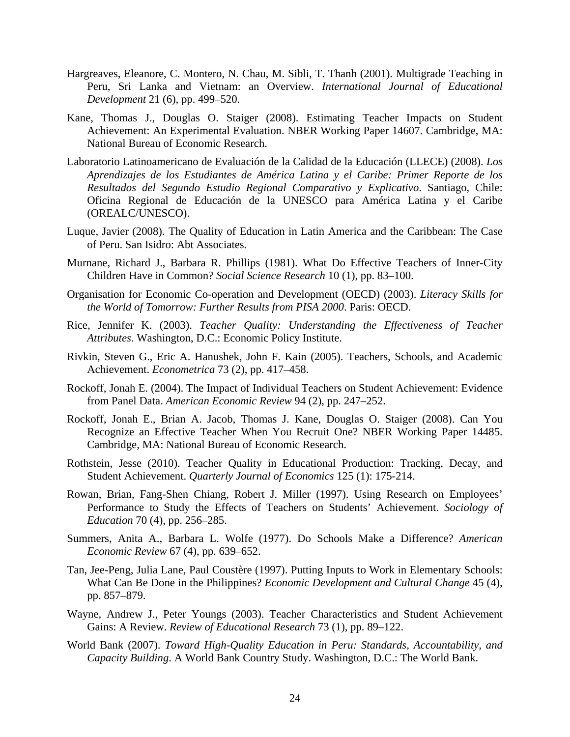Hargreaves, Eleanore, C. Montero, N. Chau, M. Sibli, T. Thanh (2001). Multigrade Teaching in Peru, Sri Lanka and Vietnam: an Overview. *International Journal of Educational Development* 21 (6), pp. 499–520.

Kane, Thomas J., Douglas O. Staiger (2008). Estimating Teacher Impacts on Student Achievement: An Experimental Evaluation. NBER Working Paper 14607. Cambridge, MA: National Bureau of Economic Research.

Laboratorio Latinoamericano de Evaluación de la Calidad de la Educación (LLECE) (2008). *Los Aprendizajes de los Estudiantes de América Latina y el Caribe: Primer Reporte de los Resultados del Segundo Estudio Regional Comparativo y Explicativo*. Santiago, Chile: Oficina Regional de Educación de la UNESCO para América Latina y el Caribe (OREALC/UNESCO).

Luque, Javier (2008). The Quality of Education in Latin America and the Caribbean: The Case of Peru. San Isidro: Abt Associates.

Murnane, Richard J., Barbara R. Phillips (1981). What Do Effective Teachers of Inner-City Children Have in Common? *Social Science Research* 10 (1), pp. 83–100.

Organisation for Economic Co-operation and Development (OECD) (2003). *Literacy Skills for the World of Tomorrow: Further Results from PISA 2000*. Paris: OECD.

Rice, Jennifer K. (2003). *Teacher Quality: Understanding the Effectiveness of Teacher Attributes*. Washington, D.C.: Economic Policy Institute.

Rivkin, Steven G., Eric A. Hanushek, John F. Kain (2005). Teachers, Schools, and Academic Achievement. *Econometrica* 73 (2), pp. 417–458.

Rockoff, Jonah E. (2004). The Impact of Individual Teachers on Student Achievement: Evidence from Panel Data. *American Economic Review* 94 (2), pp. 247–252.

Rockoff, Jonah E., Brian A. Jacob, Thomas J. Kane, Douglas O. Staiger (2008). Can You Recognize an Effective Teacher When You Recruit One? NBER Working Paper 14485. Cambridge, MA: National Bureau of Economic Research.

Rothstein, Jesse (2010). Teacher Quality in Educational Production: Tracking, Decay, and Student Achievement. *Quarterly Journal of Economics* 125 (1): 175-214.

Rowan, Brian, Fang-Shen Chiang, Robert J. Miller (1997). Using Research on Employees' Performance to Study the Effects of Teachers on Students' Achievement. *Sociology of Education* 70 (4), pp. 256–285.

Summers, Anita A., Barbara L. Wolfe (1977). Do Schools Make a Difference? *American Economic Review* 67 (4), pp. 639–652.

Tan, Jee-Peng, Julia Lane, Paul Coustère (1997). Putting Inputs to Work in Elementary Schools: What Can Be Done in the Philippines? *Economic Development and Cultural Change* 45 (4), pp. 857–879.

Wayne, Andrew J., Peter Youngs (2003). Teacher Characteristics and Student Achievement Gains: A Review. *Review of Educational Research* 73 (1), pp. 89–122.

World Bank (2007). *Toward High-Quality Education in Peru: Standards, Accountability, and Capacity Building*. A World Bank Country Study. Washington, D.C.: The World Bank.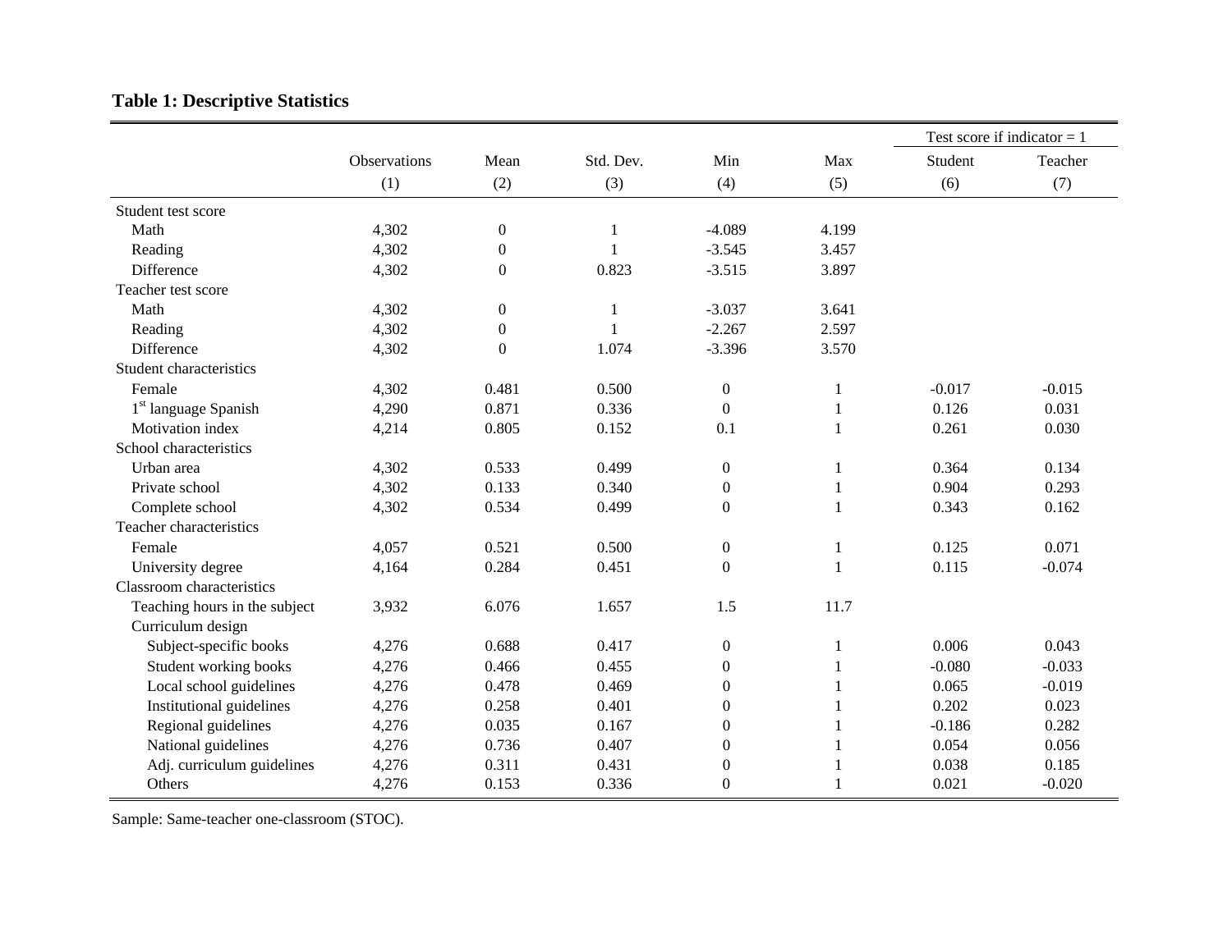**Table 1: Descriptive Statistics**

| | Observations | Mean | Std. Dev. | Min | Max | Test score if indicator = 1 | |
|---|---|---|---|---|---|---|---|
| | | | | | | Student | Teacher |
| | (1) | (2) | (3) | (4) | (5) | (6) | (7) |
| Student test score | | | | | | | |
| Math | 4,302 | 0 | 1 | -4.089 | 4.199 | | |
| Reading | 4,302 | 0 | 1 | -3.545 | 3.457 | | |
| Difference | 4,302 | 0 | 0.823 | -3.515 | 3.897 | | |
| Teacher test score | | | | | | | |
| Math | 4,302 | 0 | 1 | -3.037 | 3.641 | | |
| Reading | 4,302 | 0 | 1 | -2.267 | 2.597 | | |
| Difference | 4,302 | 0 | 1.074 | -3.396 | 3.570 | | |
| Student characteristics | | | | | | | |
| Female | 4,302 | 0.481 | 0.500 | 0 | 1 | -0.017 | -0.015 |
| 1st language Spanish | 4,290 | 0.871 | 0.336 | 0 | 1 | 0.126 | 0.031 |
| Motivation index | 4,214 | 0.805 | 0.152 | 0.1 | 1 | 0.261 | 0.030 |
| School characteristics | | | | | | | |
| Urban area | 4,302 | 0.533 | 0.499 | 0 | 1 | 0.364 | 0.134 |
| Private school | 4,302 | 0.133 | 0.340 | 0 | 1 | 0.904 | 0.293 |
| Complete school | 4,302 | 0.534 | 0.499 | 0 | 1 | 0.343 | 0.162 |
| Teacher characteristics | | | | | | | |
| Female | 4,057 | 0.521 | 0.500 | 0 | 1 | 0.125 | 0.071 |
| University degree | 4,164 | 0.284 | 0.451 | 0 | 1 | 0.115 | -0.074 |
| Classroom characteristics | | | | | | | |
| Teaching hours in the subject | 3,932 | 6.076 | 1.657 | 1.5 | 11.7 | | |
| Curriculum design | | | | | | | |
| Subject-specific books | 4,276 | 0.688 | 0.417 | 0 | 1 | 0.006 | 0.043 |
| Student working books | 4,276 | 0.466 | 0.455 | 0 | 1 | -0.080 | -0.033 |
| Local school guidelines | 4,276 | 0.478 | 0.469 | 0 | 1 | 0.065 | -0.019 |
| Institutional guidelines | 4,276 | 0.258 | 0.401 | 0 | 1 | 0.202 | 0.023 |
| Regional guidelines | 4,276 | 0.035 | 0.167 | 0 | 1 | -0.186 | 0.282 |
| National guidelines | 4,276 | 0.736 | 0.407 | 0 | 1 | 0.054 | 0.056 |
| Adj. curriculum guidelines | 4,276 | 0.311 | 0.431 | 0 | 1 | 0.038 | 0.185 |
| Others | 4,276 | 0.153 | 0.336 | 0 | 1 | 0.021 | -0.020 |

Sample: Same-teacher one-classroom (STOC).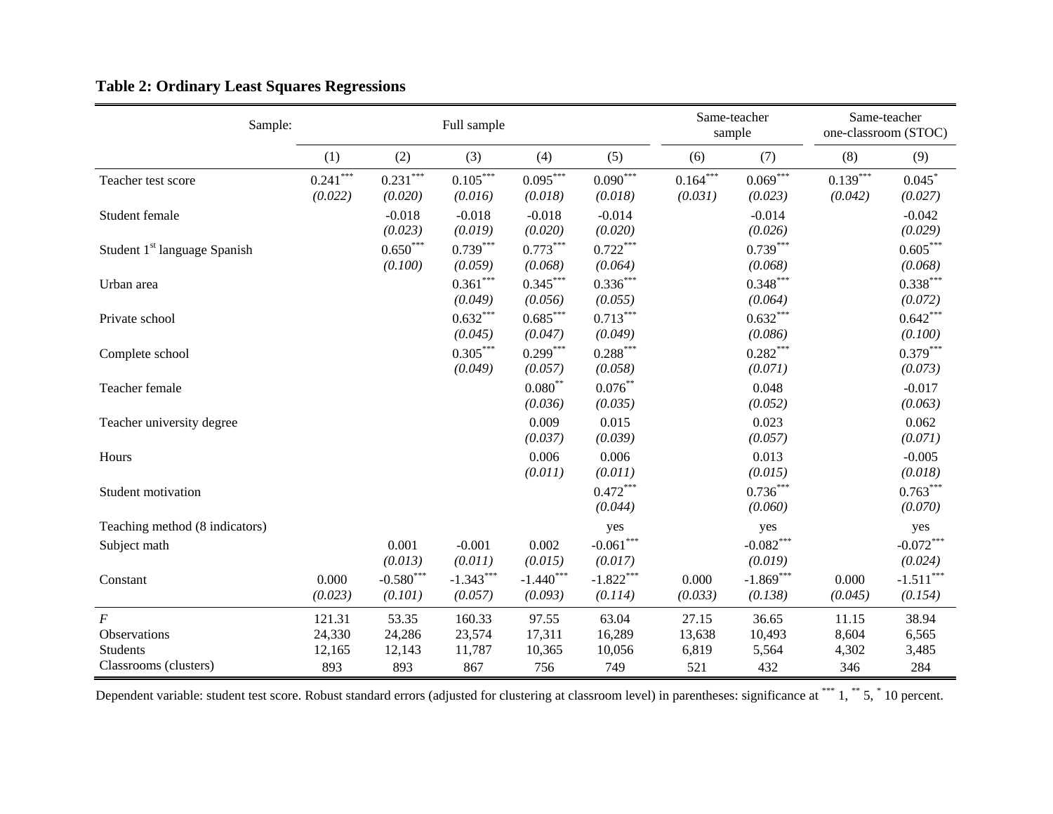**Table 2: Ordinary Least Squares Regressions**

| Sample: | Full sample | | | | | Same-teacher sample | | Same-teacher one-classroom (STOC) | |
|---|---|---|---|---|---|---|---|---|---|
| | (1) | (2) | (3) | (4) | (5) | (6) | (7) | (8) | (9) |
| Teacher test score | 0.241*** | 0.231*** | 0.105*** | 0.095*** | 0.090*** | 0.164*** | 0.069*** | 0.139*** | 0.045* |
| | *(0.022)* | *(0.020)* | *(0.016)* | *(0.018)* | *(0.018)* | *(0.031)* | *(0.023)* | *(0.042)* | *(0.027)* |
| Student female | | -0.018 | -0.018 | -0.018 | -0.014 | | -0.014 | | -0.042 |
| | | *(0.023)* | *(0.019)* | *(0.020)* | *(0.020)* | | *(0.026)* | | *(0.029)* |
| Student 1st language Spanish | | 0.650*** | 0.739*** | 0.773*** | 0.722*** | | 0.739*** | | 0.605*** |
| | | *(0.100)* | *(0.059)* | *(0.068)* | *(0.064)* | | *(0.068)* | | *(0.068)* |
| Urban area | | | 0.361*** | 0.345*** | 0.336*** | | 0.348*** | | 0.338*** |
| | | | *(0.049)* | *(0.056)* | *(0.055)* | | *(0.064)* | | *(0.072)* |
| Private school | | | 0.632*** | 0.685*** | 0.713*** | | 0.632*** | | 0.642*** |
| | | | *(0.045)* | *(0.047)* | *(0.049)* | | *(0.086)* | | *(0.100)* |
| Complete school | | | 0.305*** | 0.299*** | 0.288*** | | 0.282*** | | 0.379*** |
| | | | *(0.049)* | *(0.057)* | *(0.058)* | | *(0.071)* | | *(0.073)* |
| Teacher female | | | | 0.080** | 0.076** | | 0.048 | | -0.017 |
| | | | | *(0.036)* | *(0.035)* | | *(0.052)* | | *(0.063)* |
| Teacher university degree | | | | 0.009 | 0.015 | | 0.023 | | 0.062 |
| | | | | *(0.037)* | *(0.039)* | | *(0.057)* | | *(0.071)* |
| Hours | | | | 0.006 | 0.006 | | 0.013 | | -0.005 |
| | | | | *(0.011)* | *(0.011)* | | *(0.015)* | | *(0.018)* |
| Student motivation | | | | | 0.472*** | | 0.736*** | | 0.763*** |
| | | | | | *(0.044)* | | *(0.060)* | | *(0.070)* |
| Teaching method (8 indicators) | | | | | yes | | yes | | yes |
| Subject math | | 0.001 | -0.001 | 0.002 | -0.061*** | | -0.082*** | | -0.072*** |
| | | *(0.013)* | *(0.011)* | *(0.015)* | *(0.017)* | | *(0.019)* | | *(0.024)* |
| Constant | 0.000 | -0.580*** | -1.343*** | -1.440*** | -1.822*** | 0.000 | -1.869*** | 0.000 | -1.511*** |
| | *(0.023)* | *(0.101)* | *(0.057)* | *(0.093)* | *(0.114)* | *(0.033)* | *(0.138)* | *(0.045)* | *(0.154)* |
| *F* | 121.31 | 53.35 | 160.33 | 97.55 | 63.04 | 27.15 | 36.65 | 11.15 | 38.94 |
| Observations | 24,330 | 24,286 | 23,574 | 17,311 | 16,289 | 13,638 | 10,493 | 8,604 | 6,565 |
| Students | 12,165 | 12,143 | 11,787 | 10,365 | 10,056 | 6,819 | 5,564 | 4,302 | 3,485 |
| Classrooms (clusters) | 893 | 893 | 867 | 756 | 749 | 521 | 432 | 346 | 284 |

Dependent variable: student test score. Robust standard errors (adjusted for clustering at classroom level) in parentheses: significance at *** 1, ** 5, * 10 percent.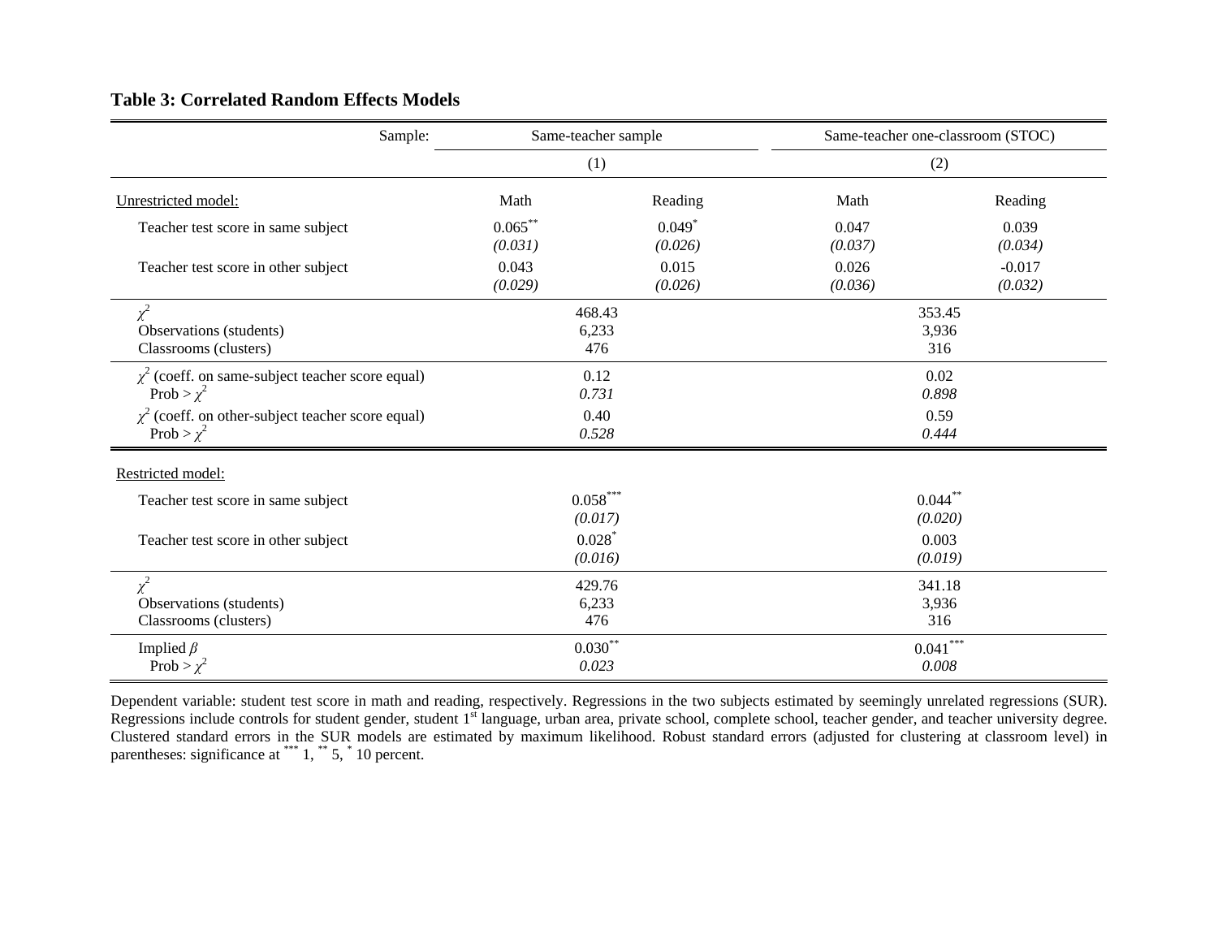**Table 3: Correlated Random Effects Models**

| Sample: | Same-teacher sample | | Same-teacher one-classroom (STOC) | |
|---|---|---|---|---|
| | (1) | | (2) | |
| Unrestricted model: | Math | Reading | Math | Reading |
| Teacher test score in same subject | 0.065** | 0.049* | 0.047 | 0.039 |
| | *(0.031)* | *(0.026)* | *(0.037)* | *(0.034)* |
| Teacher test score in other subject | 0.043 | 0.015 | 0.026 | -0.017 |
| | *(0.029)* | *(0.026)* | *(0.036)* | *(0.032)* |
| $\chi^2$ | 468.43 | | 353.45 | |
| Observations (students) | 6,233 | | 3,936 | |
| Classrooms (clusters) | 476 | | 316 | |
| $\chi^2$ (coeff. on same-subject teacher score equal) | 0.12 | | 0.02 | |
| Prob > $\chi^2$ | *0.731* | | *0.898* | |
| $\chi^2$ (coeff. on other-subject teacher score equal) | 0.40 | | 0.59 | |
| Prob > $\chi^2$ | *0.528* | | *0.444* | |
| Restricted model: | | | | |
| Teacher test score in same subject | 0.058*** | | 0.044** | |
| | *(0.017)* | | *(0.020)* | |
| Teacher test score in other subject | 0.028* | | 0.003 | |
| | *(0.016)* | | *(0.019)* | |
| $\chi^2$ | 429.76 | | 341.18 | |
| Observations (students) | 6,233 | | 3,936 | |
| Classrooms (clusters) | 476 | | 316 | |
| Implied $\beta$ | 0.030** | | 0.041*** | |
| Prob > $\chi^2$ | *0.023* | | *0.008* | |

Dependent variable: student test score in math and reading, respectively. Regressions in the two subjects estimated by seemingly unrelated regressions (SUR). Regressions include controls for student gender, student 1st language, urban area, private school, complete school, teacher gender, and teacher university degree. Clustered standard errors in the SUR models are estimated by maximum likelihood. Robust standard errors (adjusted for clustering at classroom level) in parentheses: significance at *** 1, ** 5, * 10 percent.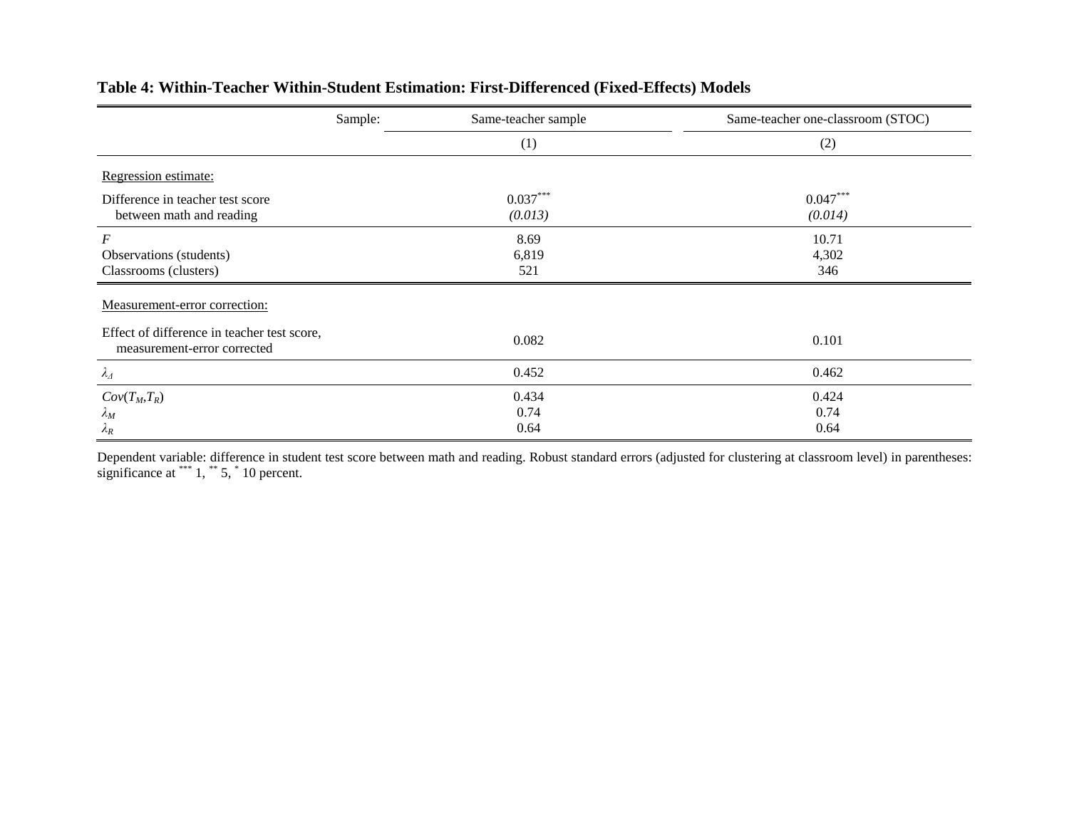**Table 4: Within-Teacher Within-Student Estimation: First-Differenced (Fixed-Effects) Models**

| Sample: | Same-teacher sample | Same-teacher one-classroom (STOC) |
|---|---|---|
| | (1) | (2) |
| Regression estimate: | | |
| Difference in teacher test score between math and reading | 0.037*** | 0.047*** |
| | *(0.013)* | *(0.014)* |
| $F$ | 8.69 | 10.71 |
| Observations (students) | 6,819 | 4,302 |
| Classrooms (clusters) | 521 | 346 |
| Measurement-error correction: | | |
| Effect of difference in teacher test score, measurement-error corrected | 0.082 | 0.101 |
| $\lambda_{\Delta}$ | 0.452 | 0.462 |
| $Cov(T_M,T_R)$ | 0.434 | 0.424 |
| $\lambda_M$ | 0.74 | 0.74 |
| $\lambda_R$ | 0.64 | 0.64 |

Dependent variable: difference in student test score between math and reading. Robust standard errors (adjusted for clustering at classroom level) in parentheses: significance at *** 1, ** 5, * 10 percent.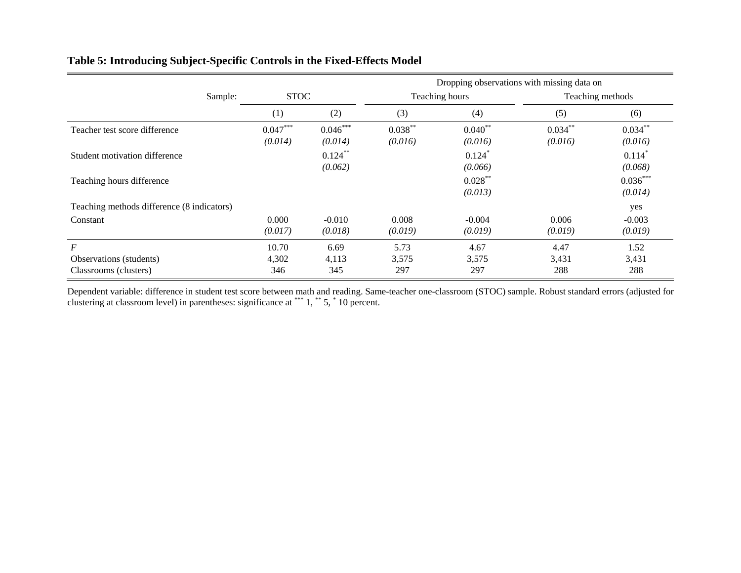**Table 5: Introducing Subject-Specific Controls in the Fixed-Effects Model**

| | | | Dropping observations with missing data on | | | |
|---|---|---|---|---|---|---|
| Sample: | STOC | | Teaching hours | | Teaching methods | |
| | (1) | (2) | (3) | (4) | (5) | (6) |
| Teacher test score difference | 0.047*** | 0.046*** | 0.038** | 0.040** | 0.034** | 0.034** |
| | *(0.014)* | *(0.014)* | *(0.016)* | *(0.016)* | *(0.016)* | *(0.016)* |
| Student motivation difference | | 0.124** | | 0.124* | | 0.114* |
| | | *(0.062)* | | *(0.066)* | | *(0.068)* |
| Teaching hours difference | | | | 0.028** | | 0.036*** |
| | | | | *(0.013)* | | *(0.014)* |
| Teaching methods difference (8 indicators) | | | | | | yes |
| Constant | 0.000 | -0.010 | 0.008 | -0.004 | 0.006 | -0.003 |
| | *(0.017)* | *(0.018)* | *(0.019)* | *(0.019)* | *(0.019)* | *(0.019)* |
| *F* | 10.70 | 6.69 | 5.73 | 4.67 | 4.47 | 1.52 |
| Observations (students) | 4,302 | 4,113 | 3,575 | 3,575 | 3,431 | 3,431 |
| Classrooms (clusters) | 346 | 345 | 297 | 297 | 288 | 288 |

Dependent variable: difference in student test score between math and reading. Same-teacher one-classroom (STOC) sample. Robust standard errors (adjusted for clustering at classroom level) in parentheses: significance at *** 1, ** 5, * 10 percent.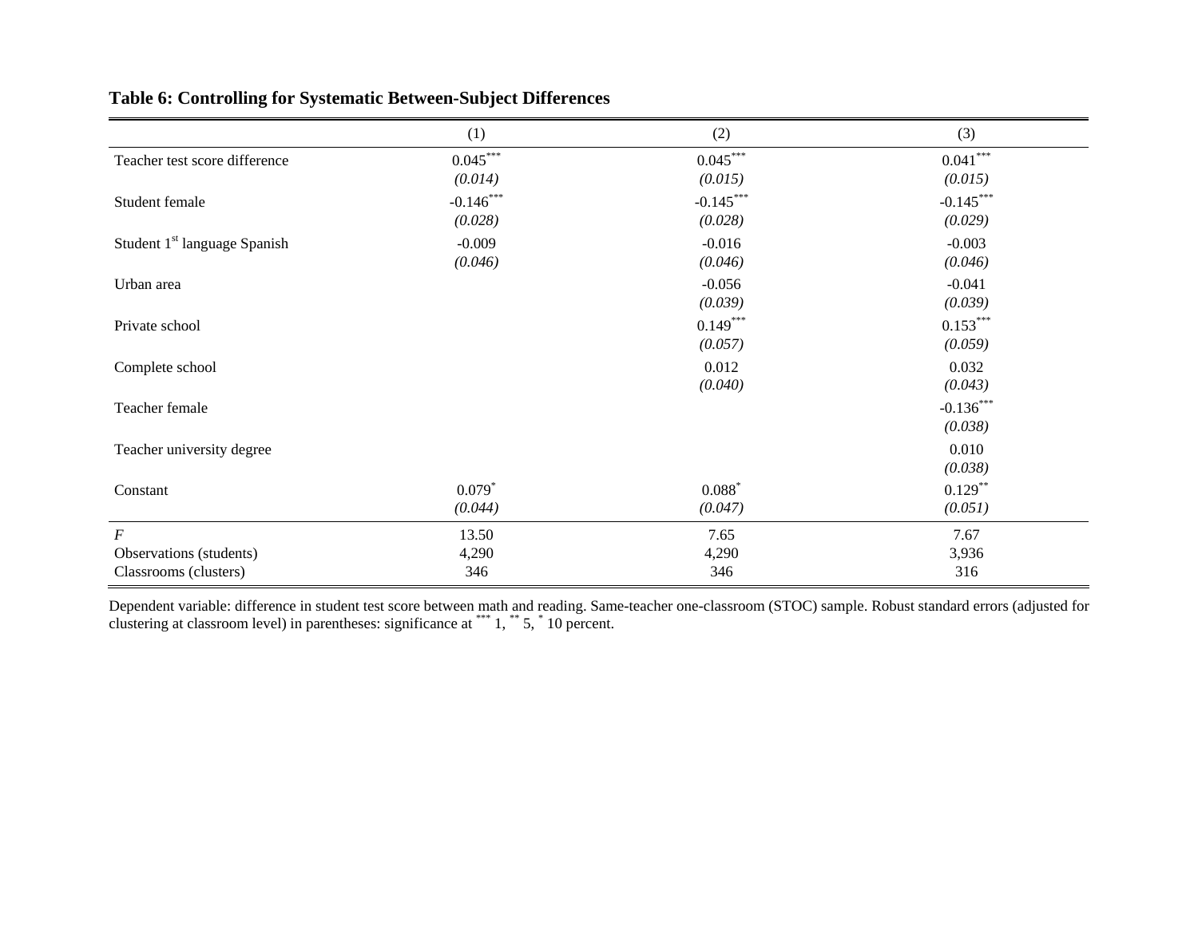**Table 6: Controlling for Systematic Between-Subject Differences**

| | (1) | (2) | (3) |
|---|---|---|---|
| Teacher test score difference | 0.045*** | 0.045*** | 0.041*** |
| | *(0.014)* | *(0.015)* | *(0.015)* |
| Student female | -0.146*** | -0.145*** | -0.145*** |
| | *(0.028)* | *(0.028)* | *(0.029)* |
| Student 1st language Spanish | -0.009 | -0.016 | -0.003 |
| | *(0.046)* | *(0.046)* | *(0.046)* |
| Urban area | | -0.056 | -0.041 |
| | | *(0.039)* | *(0.039)* |
| Private school | | 0.149*** | 0.153*** |
| | | *(0.057)* | *(0.059)* |
| Complete school | | 0.012 | 0.032 |
| | | *(0.040)* | *(0.043)* |
| Teacher female | | | -0.136*** |
| | | | *(0.038)* |
| Teacher university degree | | | 0.010 |
| | | | *(0.038)* |
| Constant | 0.079* | 0.088* | 0.129** |
| | *(0.044)* | *(0.047)* | *(0.051)* |
| *F* | 13.50 | 7.65 | 7.67 |
| Observations (students) | 4,290 | 4,290 | 3,936 |
| Classrooms (clusters) | 346 | 346 | 316 |

Dependent variable: difference in student test score between math and reading. Same-teacher one-classroom (STOC) sample. Robust standard errors (adjusted for clustering at classroom level) in parentheses: significance at *** 1, ** 5, * 10 percent.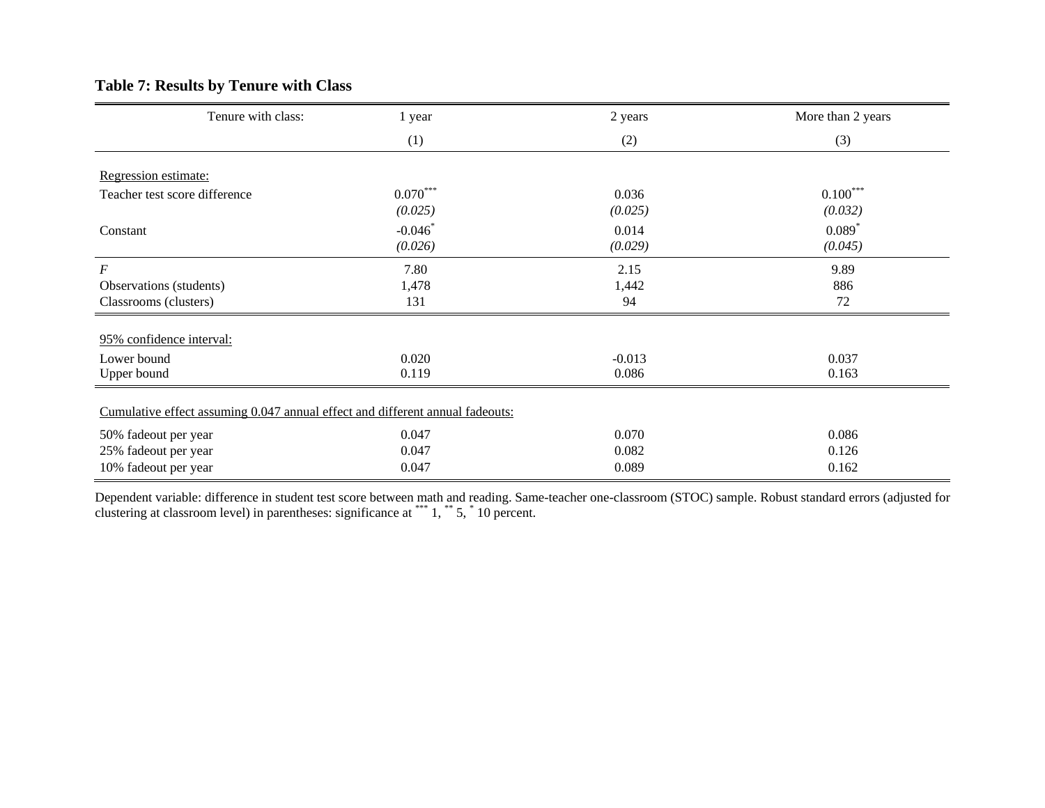**Table 7: Results by Tenure with Class**

| Tenure with class: | 1 year | 2 years | More than 2 years |
|---|---|---|---|
| | (1) | (2) | (3) |
| Regression estimate: | | | |
| Teacher test score difference | 0.070*** | 0.036 | 0.100*** |
| | *(0.025)* | *(0.025)* | *(0.032)* |
| Constant | -0.046* | 0.014 | 0.089* |
| | *(0.026)* | *(0.029)* | *(0.045)* |
| $F$ | 7.80 | 2.15 | 9.89 |
| Observations (students) | 1,478 | 1,442 | 886 |
| Classrooms (clusters) | 131 | 94 | 72 |
| 95% confidence interval: | | | |
| Lower bound | 0.020 | -0.013 | 0.037 |
| Upper bound | 0.119 | 0.086 | 0.163 |
| Cumulative effect assuming 0.047 annual effect and different annual fadeouts: | | | |
| 50% fadeout per year | 0.047 | 0.070 | 0.086 |
| 25% fadeout per year | 0.047 | 0.082 | 0.126 |
| 10% fadeout per year | 0.047 | 0.089 | 0.162 |

Dependent variable: difference in student test score between math and reading. Same-teacher one-classroom (STOC) sample. Robust standard errors (adjusted for clustering at classroom level) in parentheses: significance at *** 1, ** 5, * 10 percent.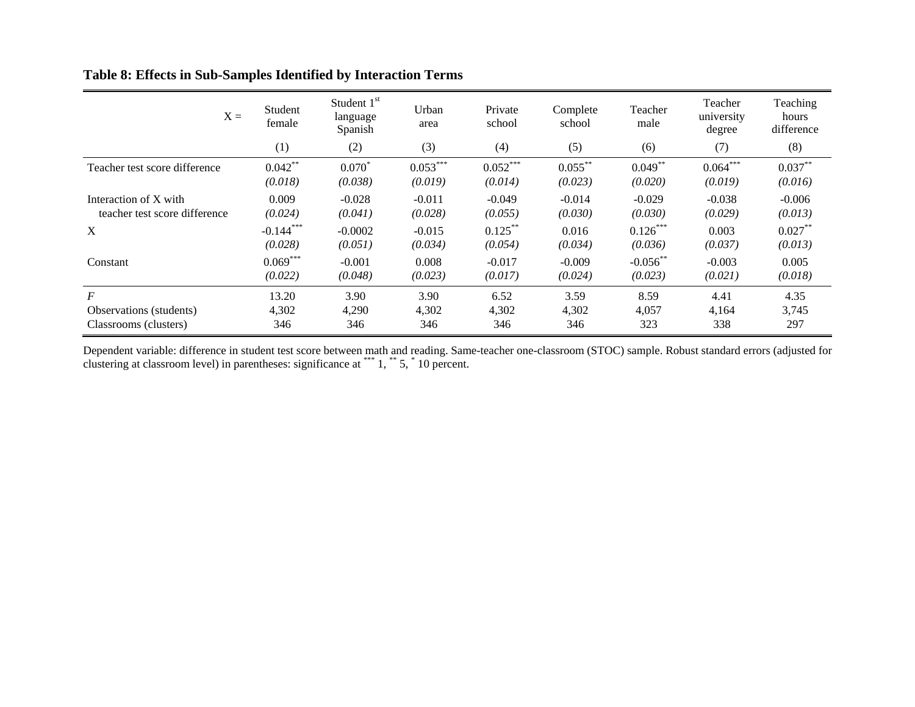**Table 8: Effects in Sub-Samples Identified by Interaction Terms**

| X = | Student female | Student 1st language Spanish | Urban area | Private school | Complete school | Teacher male | Teacher university degree | Teaching hours difference |
|---|---|---|---|---|---|---|---|---|
| | (1) | (2) | (3) | (4) | (5) | (6) | (7) | (8) |
| Teacher test score difference | 0.042** | 0.070* | 0.053*** | 0.052*** | 0.055** | 0.049** | 0.064*** | 0.037** |
| | *(0.018)* | *(0.038)* | *(0.019)* | *(0.014)* | *(0.023)* | *(0.020)* | *(0.019)* | *(0.016)* |
| Interaction of X with teacher test score difference | 0.009 | -0.028 | -0.011 | -0.049 | -0.014 | -0.029 | -0.038 | -0.006 |
| | *(0.024)* | *(0.041)* | *(0.028)* | *(0.055)* | *(0.030)* | *(0.030)* | *(0.029)* | *(0.013)* |
| X | -0.144*** | -0.0002 | -0.015 | 0.125** | 0.016 | 0.126*** | 0.003 | 0.027** |
| | *(0.028)* | *(0.051)* | *(0.034)* | *(0.054)* | *(0.034)* | *(0.036)* | *(0.037)* | *(0.013)* |
| Constant | 0.069*** | -0.001 | 0.008 | -0.017 | -0.009 | -0.056** | -0.003 | 0.005 |
| | *(0.022)* | *(0.048)* | *(0.023)* | *(0.017)* | *(0.024)* | *(0.023)* | *(0.021)* | *(0.018)* |
| *F* | 13.20 | 3.90 | 3.90 | 6.52 | 3.59 | 8.59 | 4.41 | 4.35 |
| Observations (students) | 4,302 | 4,290 | 4,302 | 4,302 | 4,302 | 4,057 | 4,164 | 3,745 |
| Classrooms (clusters) | 346 | 346 | 346 | 346 | 346 | 323 | 338 | 297 |

Dependent variable: difference in student test score between math and reading. Same-teacher one-classroom (STOC) sample. Robust standard errors (adjusted for clustering at classroom level) in parentheses: significance at *** 1, ** 5, * 10 percent.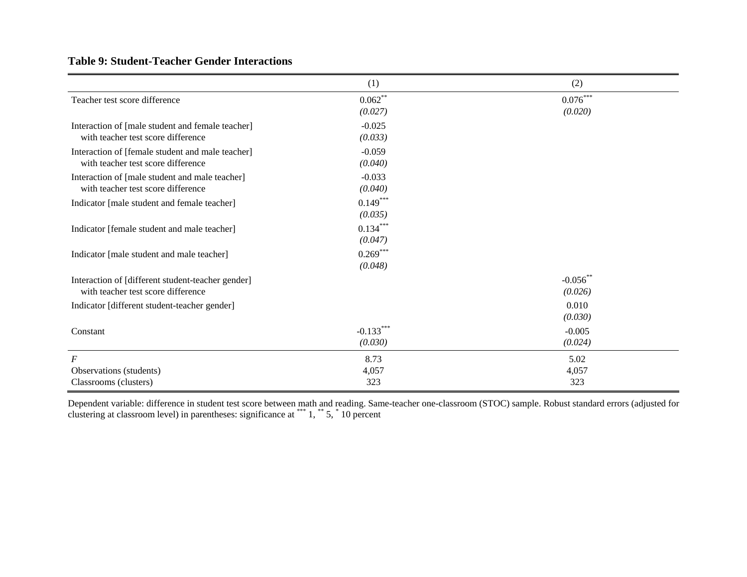**Table 9: Student-Teacher Gender Interactions**

| | (1) | (2) |
|---|---|---|
| Teacher test score difference | 0.062** | 0.076*** |
| | *(0.027)* | *(0.020)* |
| Interaction of [male student and female teacher] with teacher test score difference | -0.025 | |
| | *(0.033)* | |
| Interaction of [female student and male teacher] with teacher test score difference | -0.059 | |
| | *(0.040)* | |
| Interaction of [male student and male teacher] with teacher test score difference | -0.033 | |
| | *(0.040)* | |
| Indicator [male student and female teacher] | 0.149*** | |
| | *(0.035)* | |
| Indicator [female student and male teacher] | 0.134*** | |
| | *(0.047)* | |
| Indicator [male student and male teacher] | 0.269*** | |
| | *(0.048)* | |
| Interaction of [different student-teacher gender] with teacher test score difference | | -0.056** |
| | | *(0.026)* |
| Indicator [different student-teacher gender] | | 0.010 |
| | | *(0.030)* |
| Constant | -0.133*** | -0.005 |
| | *(0.030)* | *(0.024)* |
| *F* | 8.73 | 5.02 |
| Observations (students) | 4,057 | 4,057 |
| Classrooms (clusters) | 323 | 323 |

Dependent variable: difference in student test score between math and reading. Same-teacher one-classroom (STOC) sample. Robust standard errors (adjusted for clustering at classroom level) in parentheses: significance at *** 1, ** 5, * 10 percent